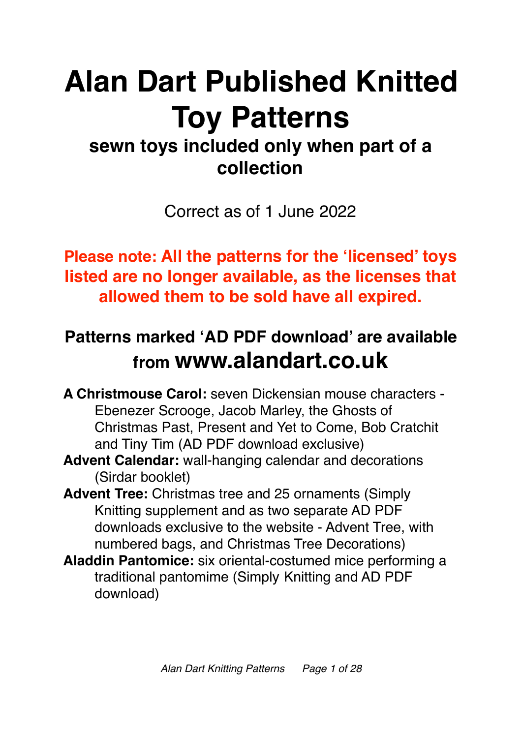# Alan Dart Published Knitted Toy Patterns

## sewn toys included only when part of a collection

Correct as of 1 June 2022

**Please note: All the patterns for the 'licensed' toys listed are no longer available, as the licenses that allowed them to be sold have all expired.**

### Patterns marked 'AD PDF download' are available from **www.alandart.co.uk**

**A Christmouse Carol:** seven Dickensian mouse characters - Ebenezer Scrooge, Jacob Marley, the Ghosts of Christmas Past, Present and Yet to Come, Bob Cratchit and Tiny Tim (AD PDF download exclusive)

**Advent Calendar:** wall-hanging calendar and decorations (Sirdar booklet)

**Advent Tree:** Christmas tree and 25 ornaments (Simply Knitting supplement and as two separate AD PDF downloads exclusive to the website - Advent Tree, with numbered bags, and Christmas Tree Decorations)

**Aladdin Pantomice:** six oriental-costumed mice performing a traditional pantomime (Simply Knitting and AD PDF download)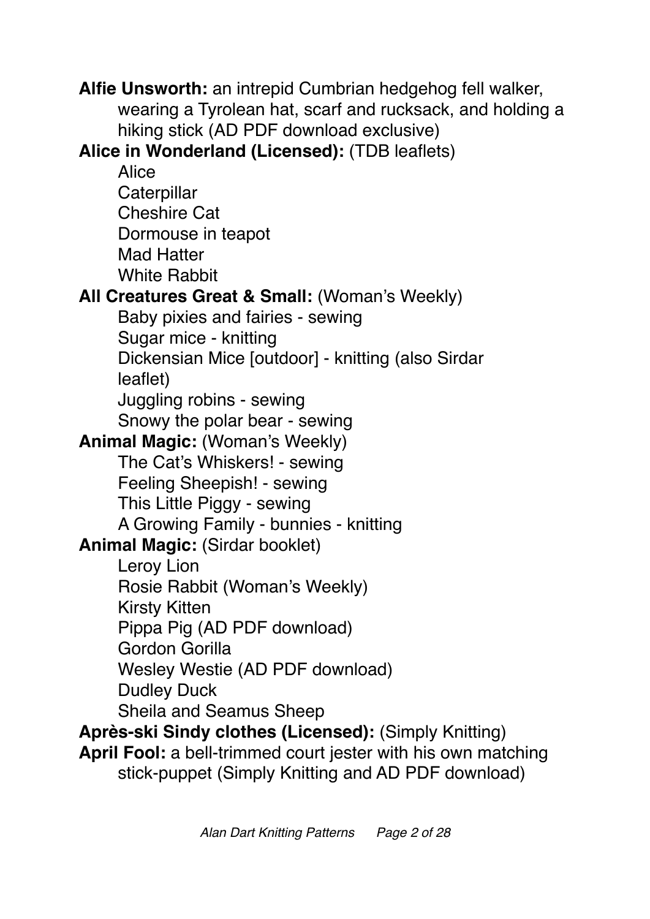**Alfie Unsworth:** an intrepid Cumbrian hedgehog fell walker, wearing a Tyrolean hat, scarf and rucksack, and holding a hiking stick (AD PDF download exclusive)

**Alice in Wonderland (Licensed):** (TDB leaflets)

- Alice
- Caterpillar
- Cheshire Cat
- Dormouse in teapot
- Mad Hatter
- White Rabbit

**All Creatures Great & Small:** (Woman's Weekly)

- Baby pixies and fairies - sewing
- Sugar mice - knitting
- Dickensian Mice [outdoor] - knitting (also Sirdar leaflet)
- Juggling robins - sewing
- Snowy the polar bear - sewing

**Animal Magic:** (Woman's Weekly)

- The Cat's Whiskers! - sewing
- Feeling Sheepish! - sewing
- This Little Piggy - sewing
- A Growing Family - bunnies - knitting

**Animal Magic:** (Sirdar booklet)

- Leroy Lion
- Rosie Rabbit (Woman's Weekly)
- Kirsty Kitten
- Pippa Pig (AD PDF download)
- Gordon Gorilla
- Wesley Westie (AD PDF download)
- Dudley Duck
- Sheila and Seamus Sheep

**Après-ski Sindy clothes (Licensed):** (Simply Knitting)

**April Fool:** a bell-trimmed court jester with his own matching stick-puppet (Simply Knitting and AD PDF download)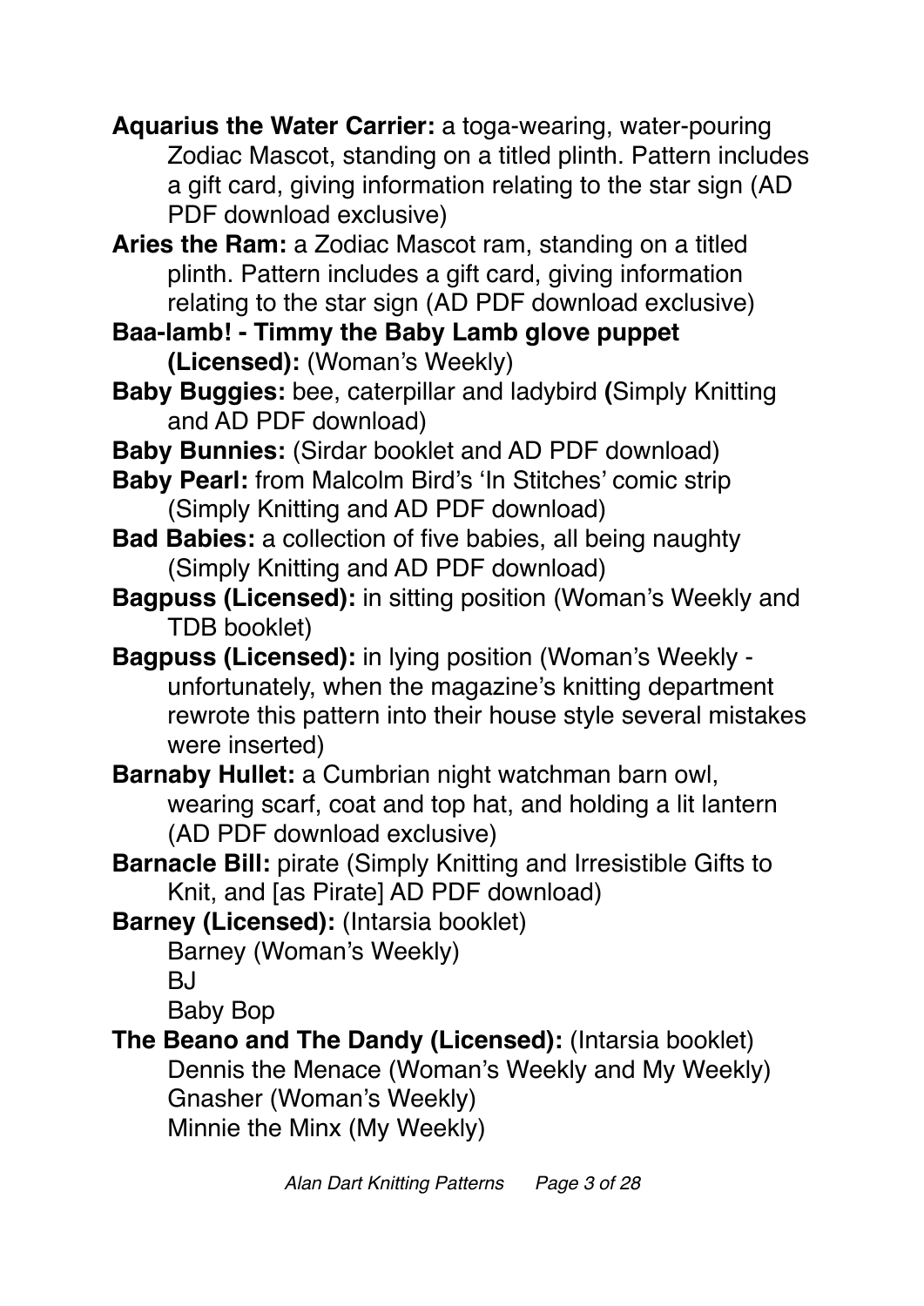**Aquarius the Water Carrier:** a toga-wearing, water-pouring Zodiac Mascot, standing on a titled plinth. Pattern includes a gift card, giving information relating to the star sign (AD PDF download exclusive)

**Aries the Ram:** a Zodiac Mascot ram, standing on a titled plinth. Pattern includes a gift card, giving information relating to the star sign (AD PDF download exclusive)

**Baa-lamb! - Timmy the Baby Lamb glove puppet (Licensed):** (Woman's Weekly)

**Baby Buggies:** bee, caterpillar and ladybird **(**Simply Knitting and AD PDF download)

**Baby Bunnies:** (Sirdar booklet and AD PDF download)

**Baby Pearl:** from Malcolm Bird's 'In Stitches' comic strip (Simply Knitting and AD PDF download)

**Bad Babies:** a collection of five babies, all being naughty (Simply Knitting and AD PDF download)

**Bagpuss (Licensed):** in sitting position (Woman's Weekly and TDB booklet)

**Bagpuss (Licensed):** in lying position (Woman's Weekly - unfortunately, when the magazine's knitting department rewrote this pattern into their house style several mistakes were inserted)

**Barnaby Hullet:** a Cumbrian night watchman barn owl, wearing scarf, coat and top hat, and holding a lit lantern (AD PDF download exclusive)

**Barnacle Bill:** pirate (Simply Knitting and Irresistible Gifts to Knit, and [as Pirate] AD PDF download)

**Barney (Licensed):** (Intarsia booklet)
- Barney (Woman's Weekly)
- BJ
- Baby Bop

**The Beano and The Dandy (Licensed):** (Intarsia booklet)
- Dennis the Menace (Woman's Weekly and My Weekly)
- Gnasher (Woman's Weekly)
- Minnie the Minx (My Weekly)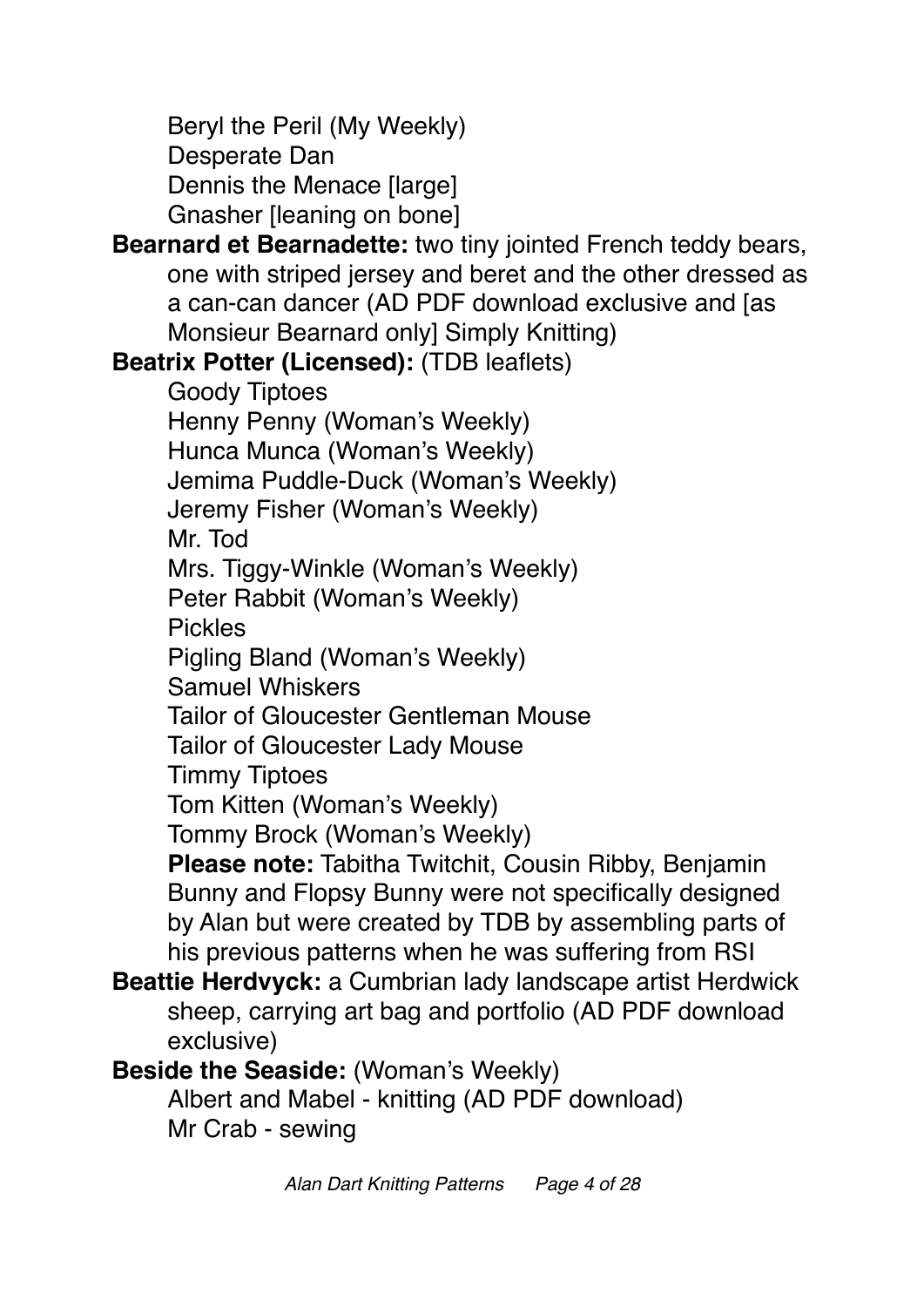- Beryl the Peril (My Weekly)
- Desperate Dan
- Dennis the Menace [large]
- Gnasher [leaning on bone]

**Bearnard et Bearnadette:** two tiny jointed French teddy bears, one with striped jersey and beret and the other dressed as a can-can dancer (AD PDF download exclusive and [as Monsieur Bearnard only] Simply Knitting)

**Beatrix Potter (Licensed):** (TDB leaflets)

- Goody Tiptoes
- Henny Penny (Woman's Weekly)
- Hunca Munca (Woman's Weekly)
- Jemima Puddle-Duck (Woman's Weekly)
- Jeremy Fisher (Woman's Weekly)
- Mr. Tod
- Mrs. Tiggy-Winkle (Woman's Weekly)
- Peter Rabbit (Woman's Weekly)
- Pickles
- Pigling Bland (Woman's Weekly)
- Samuel Whiskers
- Tailor of Gloucester Gentleman Mouse
- Tailor of Gloucester Lady Mouse
- Timmy Tiptoes
- Tom Kitten (Woman's Weekly)
- Tommy Brock (Woman's Weekly)

**Please note:** Tabitha Twitchit, Cousin Ribby, Benjamin Bunny and Flopsy Bunny were not specifically designed by Alan but were created by TDB by assembling parts of his previous patterns when he was suffering from RSI

**Beattie Herdvyck:** a Cumbrian lady landscape artist Herdwick sheep, carrying art bag and portfolio (AD PDF download exclusive)

**Beside the Seaside:** (Woman's Weekly)

- Albert and Mabel - knitting (AD PDF download)
- Mr Crab - sewing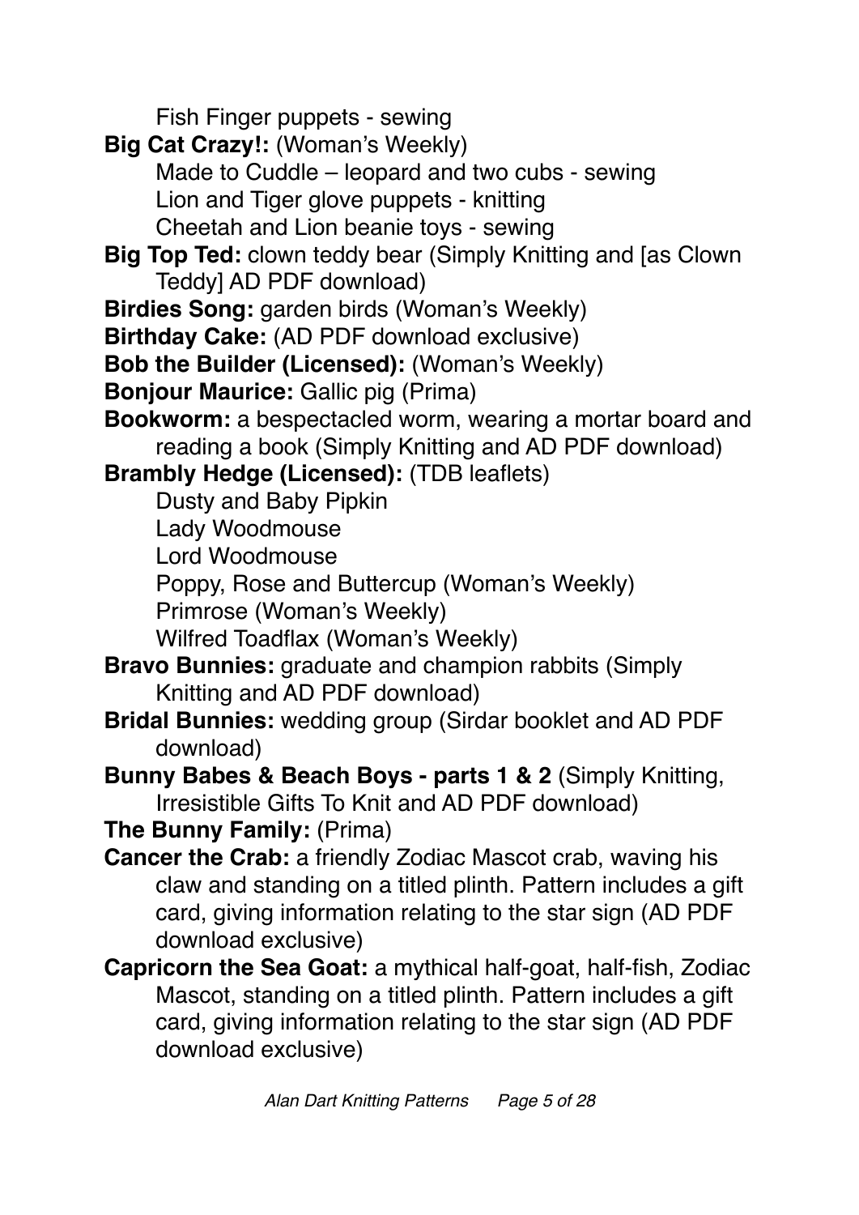Fish Finger puppets - sewing

**Big Cat Crazy!:** (Woman's Weekly)

Made to Cuddle – leopard and two cubs - sewing

Lion and Tiger glove puppets - knitting

Cheetah and Lion beanie toys - sewing

**Big Top Ted:** clown teddy bear (Simply Knitting and [as Clown Teddy] AD PDF download)

**Birdies Song:** garden birds (Woman's Weekly)

**Birthday Cake:** (AD PDF download exclusive)

**Bob the Builder (Licensed):** (Woman's Weekly)

**Bonjour Maurice:** Gallic pig (Prima)

**Bookworm:** a bespectacled worm, wearing a mortar board and reading a book (Simply Knitting and AD PDF download)

**Brambly Hedge (Licensed):** (TDB leaflets)

Dusty and Baby Pipkin

Lady Woodmouse

Lord Woodmouse

Poppy, Rose and Buttercup (Woman's Weekly)

Primrose (Woman's Weekly)

Wilfred Toadflax (Woman's Weekly)

**Bravo Bunnies:** graduate and champion rabbits (Simply Knitting and AD PDF download)

**Bridal Bunnies:** wedding group (Sirdar booklet and AD PDF download)

**Bunny Babes & Beach Boys - parts 1 & 2** (Simply Knitting, Irresistible Gifts To Knit and AD PDF download)

**The Bunny Family:** (Prima)

**Cancer the Crab:** a friendly Zodiac Mascot crab, waving his claw and standing on a titled plinth. Pattern includes a gift card, giving information relating to the star sign (AD PDF download exclusive)

**Capricorn the Sea Goat:** a mythical half-goat, half-fish, Zodiac Mascot, standing on a titled plinth. Pattern includes a gift card, giving information relating to the star sign (AD PDF download exclusive)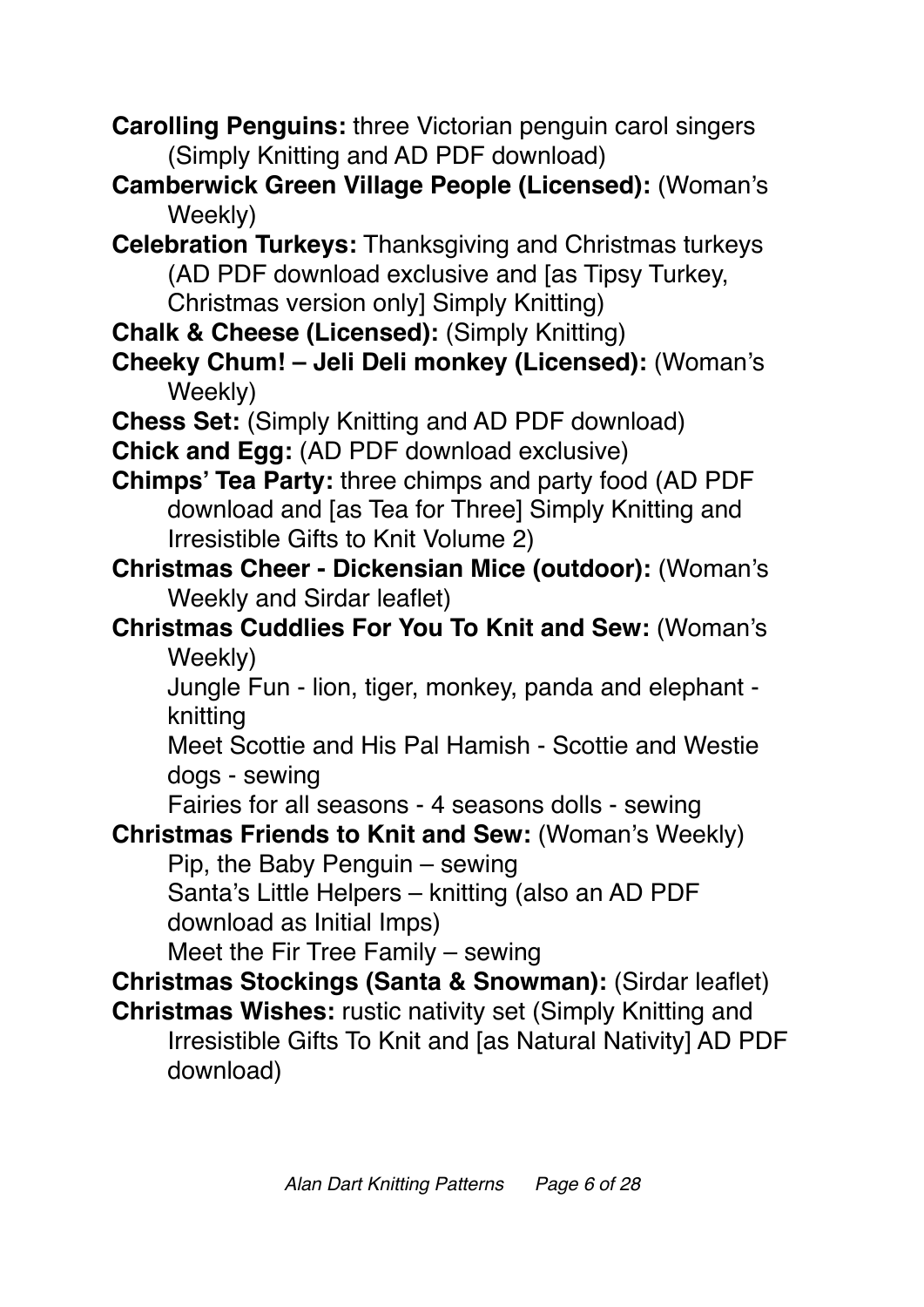**Carolling Penguins:** three Victorian penguin carol singers (Simply Knitting and AD PDF download)

**Camberwick Green Village People (Licensed):** (Woman's Weekly)

**Celebration Turkeys:** Thanksgiving and Christmas turkeys (AD PDF download exclusive and [as Tipsy Turkey, Christmas version only] Simply Knitting)

**Chalk & Cheese (Licensed):** (Simply Knitting)

**Cheeky Chum! – Jeli Deli monkey (Licensed):** (Woman's Weekly)

**Chess Set:** (Simply Knitting and AD PDF download)

**Chick and Egg:** (AD PDF download exclusive)

**Chimps' Tea Party:** three chimps and party food (AD PDF download and [as Tea for Three] Simply Knitting and Irresistible Gifts to Knit Volume 2)

**Christmas Cheer - Dickensian Mice (outdoor):** (Woman's Weekly and Sirdar leaflet)

**Christmas Cuddlies For You To Knit and Sew:** (Woman's Weekly)

Jungle Fun - lion, tiger, monkey, panda and elephant - knitting

Meet Scottie and His Pal Hamish - Scottie and Westie dogs - sewing

Fairies for all seasons - 4 seasons dolls - sewing

**Christmas Friends to Knit and Sew:** (Woman's Weekly)

Pip, the Baby Penguin – sewing

Santa's Little Helpers – knitting (also an AD PDF download as Initial Imps)

Meet the Fir Tree Family – sewing

**Christmas Stockings (Santa & Snowman):** (Sirdar leaflet)

**Christmas Wishes:** rustic nativity set (Simply Knitting and Irresistible Gifts To Knit and [as Natural Nativity] AD PDF download)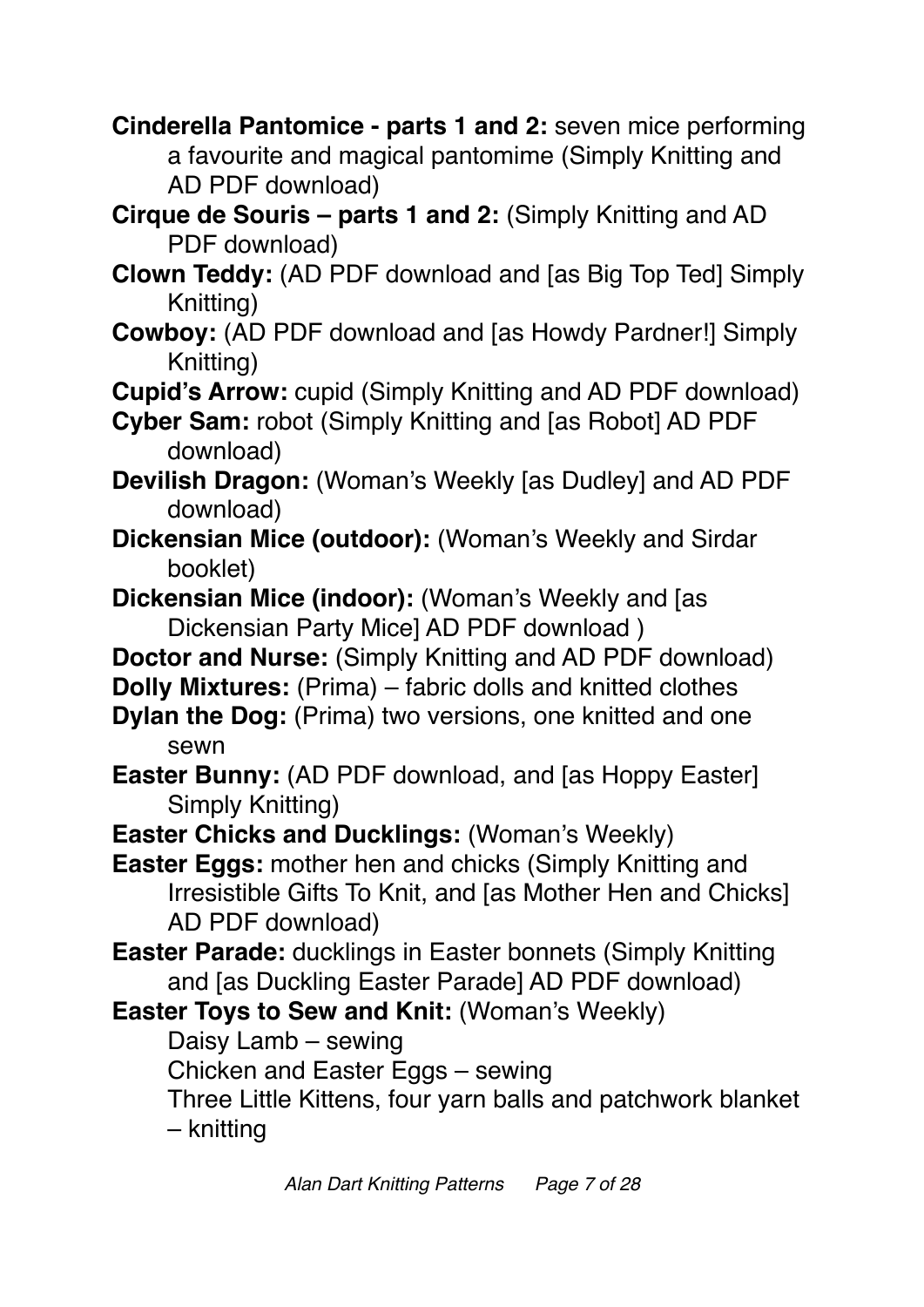**Cinderella Pantomice - parts 1 and 2:** seven mice performing a favourite and magical pantomime (Simply Knitting and AD PDF download)

**Cirque de Souris – parts 1 and 2:** (Simply Knitting and AD PDF download)

**Clown Teddy:** (AD PDF download and [as Big Top Ted] Simply Knitting)

**Cowboy:** (AD PDF download and [as Howdy Pardner!] Simply Knitting)

**Cupid's Arrow:** cupid (Simply Knitting and AD PDF download)

**Cyber Sam:** robot (Simply Knitting and [as Robot] AD PDF download)

**Devilish Dragon:** (Woman's Weekly [as Dudley] and AD PDF download)

**Dickensian Mice (outdoor):** (Woman's Weekly and Sirdar booklet)

**Dickensian Mice (indoor):** (Woman's Weekly and [as Dickensian Party Mice] AD PDF download )

**Doctor and Nurse:** (Simply Knitting and AD PDF download)

**Dolly Mixtures:** (Prima) – fabric dolls and knitted clothes

**Dylan the Dog:** (Prima) two versions, one knitted and one sewn

**Easter Bunny:** (AD PDF download, and [as Hoppy Easter] Simply Knitting)

**Easter Chicks and Ducklings:** (Woman's Weekly)

**Easter Eggs:** mother hen and chicks (Simply Knitting and Irresistible Gifts To Knit, and [as Mother Hen and Chicks] AD PDF download)

**Easter Parade:** ducklings in Easter bonnets (Simply Knitting and [as Duckling Easter Parade] AD PDF download)

**Easter Toys to Sew and Knit:** (Woman's Weekly)

Daisy Lamb – sewing

Chicken and Easter Eggs – sewing

Three Little Kittens, four yarn balls and patchwork blanket – knitting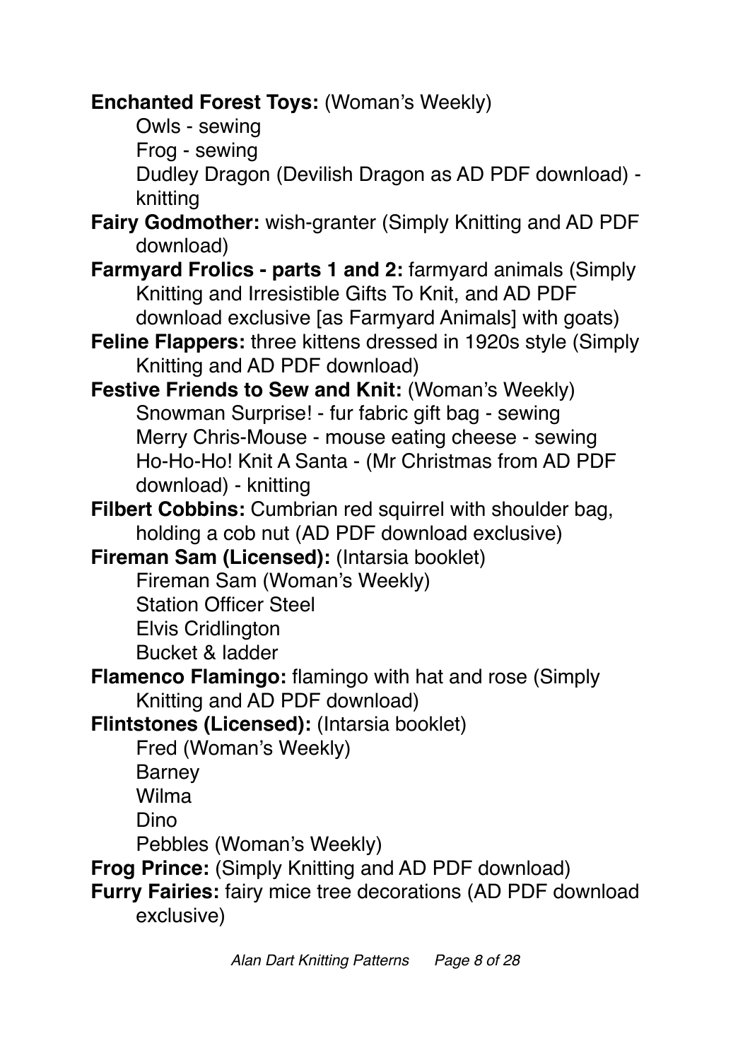**Enchanted Forest Toys:** (Woman's Weekly)
- Owls - sewing
- Frog - sewing
- Dudley Dragon (Devilish Dragon as AD PDF download) - knitting

**Fairy Godmother:** wish-granter (Simply Knitting and AD PDF download)

**Farmyard Frolics - parts 1 and 2:** farmyard animals (Simply Knitting and Irresistible Gifts To Knit, and AD PDF download exclusive [as Farmyard Animals] with goats)

**Feline Flappers:** three kittens dressed in 1920s style (Simply Knitting and AD PDF download)

**Festive Friends to Sew and Knit:** (Woman's Weekly)
- Snowman Surprise! - fur fabric gift bag - sewing
- Merry Chris-Mouse - mouse eating cheese - sewing
- Ho-Ho-Ho! Knit A Santa - (Mr Christmas from AD PDF download) - knitting

**Filbert Cobbins:** Cumbrian red squirrel with shoulder bag, holding a cob nut (AD PDF download exclusive)

**Fireman Sam (Licensed):** (Intarsia booklet)
- Fireman Sam (Woman's Weekly)
- Station Officer Steel
- Elvis Cridlington
- Bucket & ladder

**Flamenco Flamingo:** flamingo with hat and rose (Simply Knitting and AD PDF download)

**Flintstones (Licensed):** (Intarsia booklet)
- Fred (Woman's Weekly)
- Barney
- Wilma
- Dino
- Pebbles (Woman's Weekly)

**Frog Prince:** (Simply Knitting and AD PDF download)

**Furry Fairies:** fairy mice tree decorations (AD PDF download exclusive)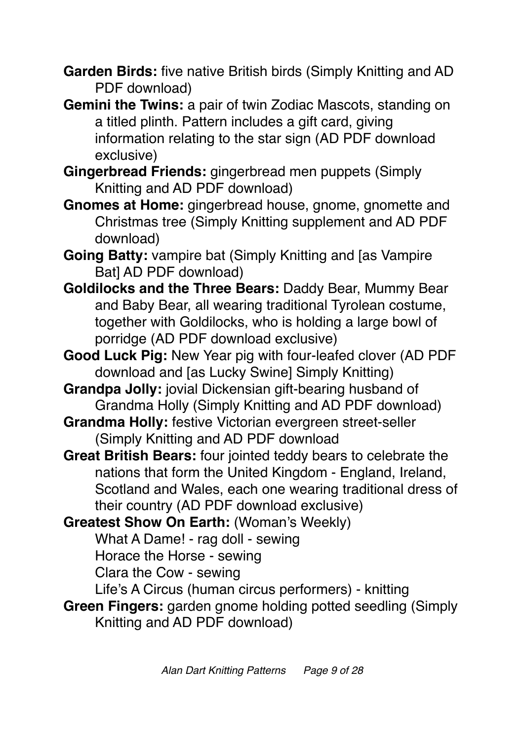**Garden Birds:** five native British birds (Simply Knitting and AD PDF download)

**Gemini the Twins:** a pair of twin Zodiac Mascots, standing on a titled plinth. Pattern includes a gift card, giving information relating to the star sign (AD PDF download exclusive)

**Gingerbread Friends:** gingerbread men puppets (Simply Knitting and AD PDF download)

**Gnomes at Home:** gingerbread house, gnome, gnomette and Christmas tree (Simply Knitting supplement and AD PDF download)

**Going Batty:** vampire bat (Simply Knitting and [as Vampire Bat] AD PDF download)

**Goldilocks and the Three Bears:** Daddy Bear, Mummy Bear and Baby Bear, all wearing traditional Tyrolean costume, together with Goldilocks, who is holding a large bowl of porridge (AD PDF download exclusive)

**Good Luck Pig:** New Year pig with four-leafed clover (AD PDF download and [as Lucky Swine] Simply Knitting)

**Grandpa Jolly:** jovial Dickensian gift-bearing husband of Grandma Holly (Simply Knitting and AD PDF download)

**Grandma Holly:** festive Victorian evergreen street-seller (Simply Knitting and AD PDF download

**Great British Bears:** four jointed teddy bears to celebrate the nations that form the United Kingdom - England, Ireland, Scotland and Wales, each one wearing traditional dress of their country (AD PDF download exclusive)

**Greatest Show On Earth:** (Woman's Weekly)
What A Dame! - rag doll - sewing
Horace the Horse - sewing
Clara the Cow - sewing
Life's A Circus (human circus performers) - knitting

**Green Fingers:** garden gnome holding potted seedling (Simply Knitting and AD PDF download)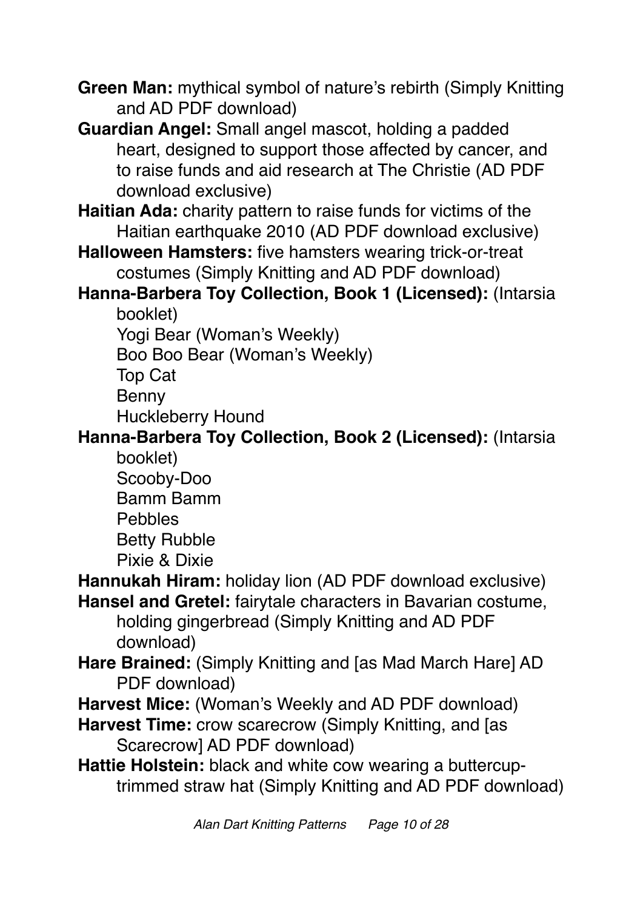**Green Man:** mythical symbol of nature's rebirth (Simply Knitting and AD PDF download)

**Guardian Angel:** Small angel mascot, holding a padded heart, designed to support those affected by cancer, and to raise funds and aid research at The Christie (AD PDF download exclusive)

**Haitian Ada:** charity pattern to raise funds for victims of the Haitian earthquake 2010 (AD PDF download exclusive)

**Halloween Hamsters:** five hamsters wearing trick-or-treat costumes (Simply Knitting and AD PDF download)

**Hanna-Barbera Toy Collection, Book 1 (Licensed):** (Intarsia booklet)

- Yogi Bear (Woman's Weekly)
- Boo Boo Bear (Woman's Weekly)
- Top Cat
- Benny
- Huckleberry Hound

**Hanna-Barbera Toy Collection, Book 2 (Licensed):** (Intarsia booklet)

- Scooby-Doo
- Bamm Bamm
- Pebbles
- Betty Rubble
- Pixie & Dixie

**Hannukah Hiram:** holiday lion (AD PDF download exclusive)

**Hansel and Gretel:** fairytale characters in Bavarian costume, holding gingerbread (Simply Knitting and AD PDF download)

**Hare Brained:** (Simply Knitting and [as Mad March Hare] AD PDF download)

**Harvest Mice:** (Woman's Weekly and AD PDF download)

**Harvest Time:** crow scarecrow (Simply Knitting, and [as Scarecrow] AD PDF download)

**Hattie Holstein:** black and white cow wearing a buttercup-trimmed straw hat (Simply Knitting and AD PDF download)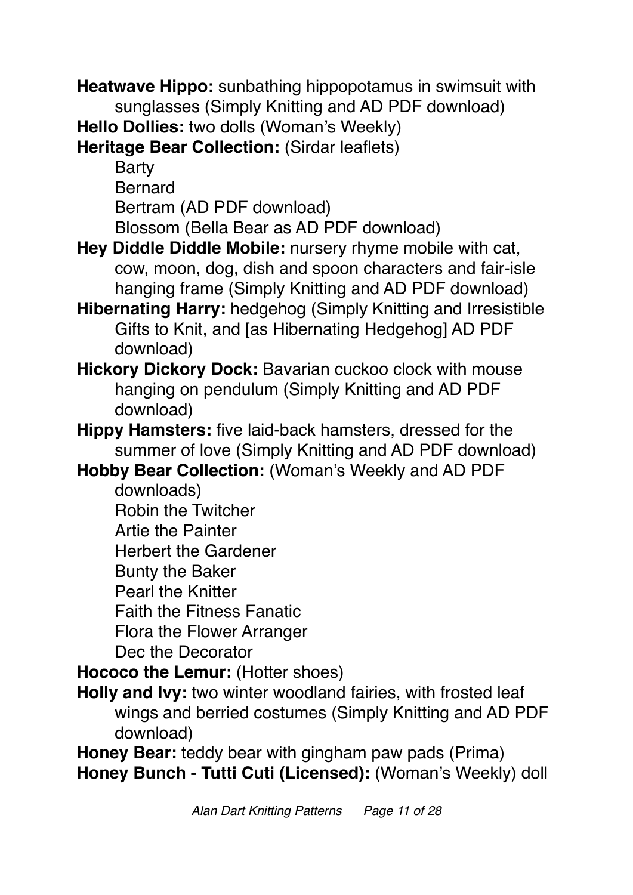**Heatwave Hippo:** sunbathing hippopotamus in swimsuit with sunglasses (Simply Knitting and AD PDF download)

**Hello Dollies:** two dolls (Woman's Weekly)

**Heritage Bear Collection:** (Sirdar leaflets)

- Barty
- Bernard
- Bertram (AD PDF download)
- Blossom (Bella Bear as AD PDF download)

**Hey Diddle Diddle Mobile:** nursery rhyme mobile with cat, cow, moon, dog, dish and spoon characters and fair-isle hanging frame (Simply Knitting and AD PDF download)

**Hibernating Harry:** hedgehog (Simply Knitting and Irresistible Gifts to Knit, and [as Hibernating Hedgehog] AD PDF download)

**Hickory Dickory Dock:** Bavarian cuckoo clock with mouse hanging on pendulum (Simply Knitting and AD PDF download)

**Hippy Hamsters:** five laid-back hamsters, dressed for the summer of love (Simply Knitting and AD PDF download)

**Hobby Bear Collection:** (Woman's Weekly and AD PDF downloads)

- Robin the Twitcher
- Artie the Painter
- Herbert the Gardener
- Bunty the Baker
- Pearl the Knitter
- Faith the Fitness Fanatic
- Flora the Flower Arranger
- Dec the Decorator

**Hococo the Lemur:** (Hotter shoes)

**Holly and Ivy:** two winter woodland fairies, with frosted leaf wings and berried costumes (Simply Knitting and AD PDF download)

**Honey Bear:** teddy bear with gingham paw pads (Prima)

**Honey Bunch - Tutti Cuti (Licensed):** (Woman's Weekly) doll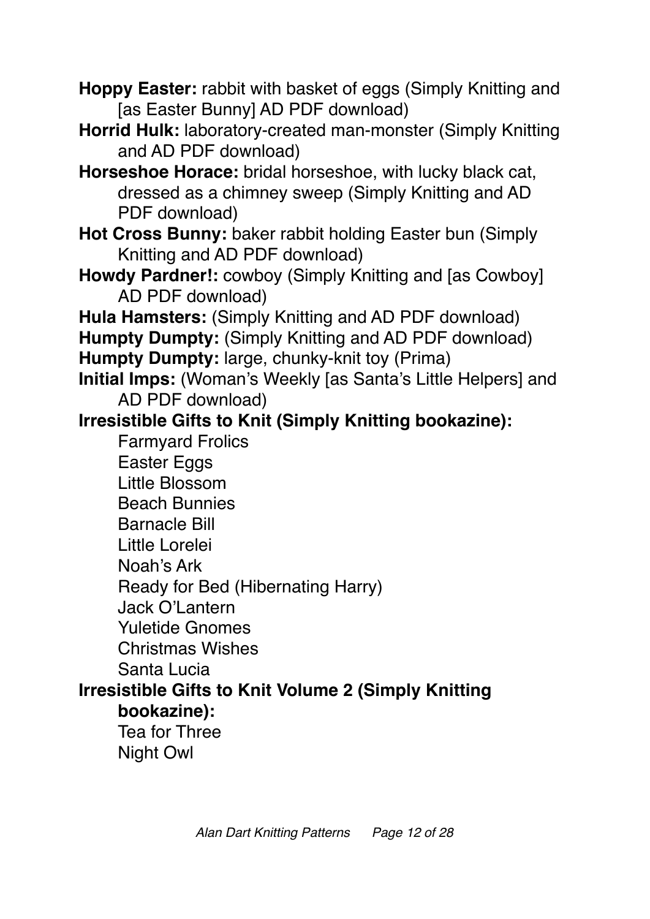**Hoppy Easter:** rabbit with basket of eggs (Simply Knitting and [as Easter Bunny] AD PDF download)

**Horrid Hulk:** laboratory-created man-monster (Simply Knitting and AD PDF download)

**Horseshoe Horace:** bridal horseshoe, with lucky black cat, dressed as a chimney sweep (Simply Knitting and AD PDF download)

**Hot Cross Bunny:** baker rabbit holding Easter bun (Simply Knitting and AD PDF download)

**Howdy Pardner!:** cowboy (Simply Knitting and [as Cowboy] AD PDF download)

**Hula Hamsters:** (Simply Knitting and AD PDF download)

**Humpty Dumpty:** (Simply Knitting and AD PDF download)

**Humpty Dumpty:** large, chunky-knit toy (Prima)

**Initial Imps:** (Woman's Weekly [as Santa's Little Helpers] and AD PDF download)

**Irresistible Gifts to Knit (Simply Knitting bookazine):**

- Farmyard Frolics
- Easter Eggs
- Little Blossom
- Beach Bunnies
- Barnacle Bill
- Little Lorelei
- Noah's Ark
- Ready for Bed (Hibernating Harry)
- Jack O'Lantern
- Yuletide Gnomes
- Christmas Wishes
- Santa Lucia

**Irresistible Gifts to Knit Volume 2 (Simply Knitting bookazine):**

- Tea for Three
- Night Owl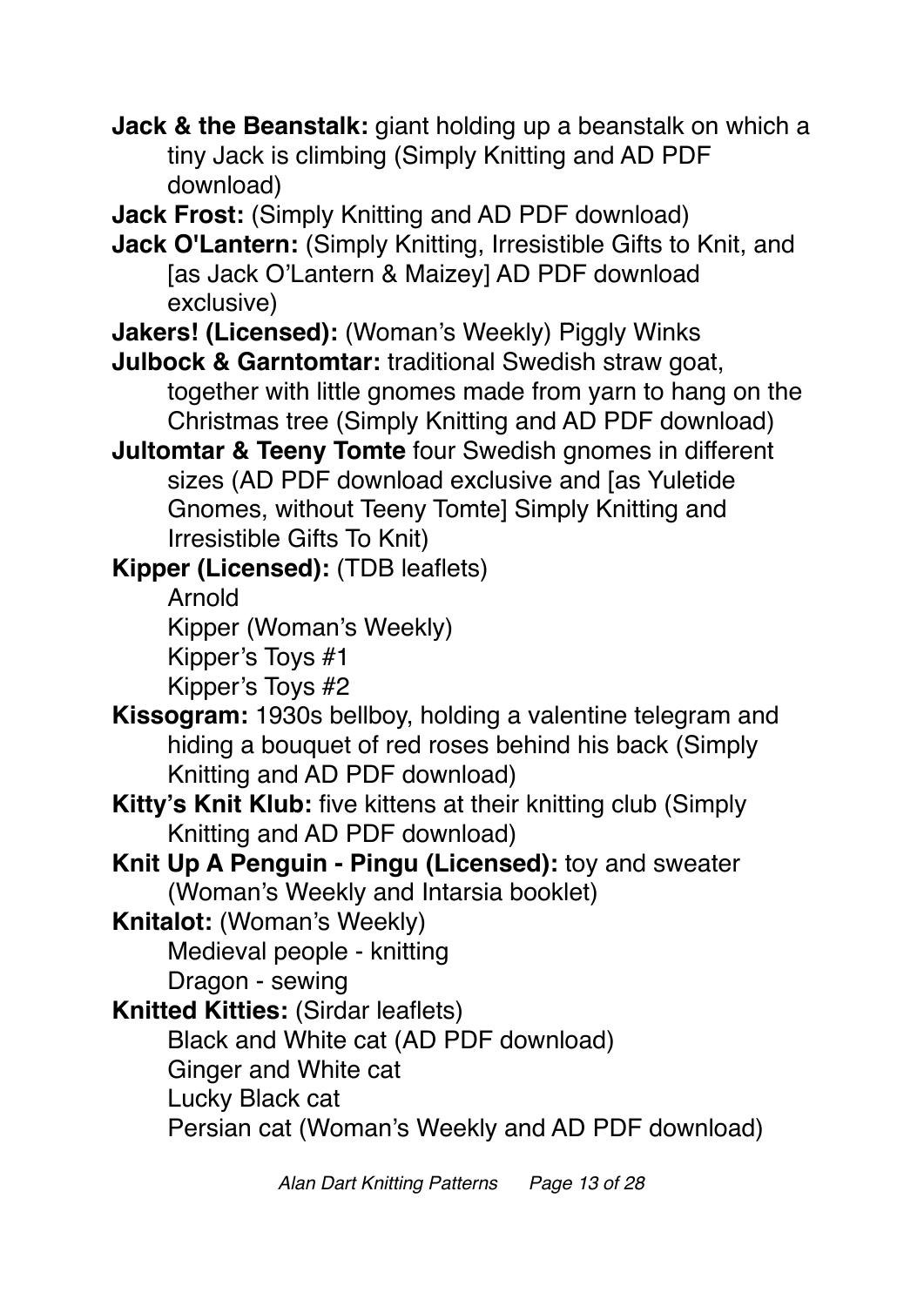**Jack & the Beanstalk:** giant holding up a beanstalk on which a tiny Jack is climbing (Simply Knitting and AD PDF download)

**Jack Frost:** (Simply Knitting and AD PDF download)

**Jack O'Lantern:** (Simply Knitting, Irresistible Gifts to Knit, and [as Jack O'Lantern & Maizey] AD PDF download exclusive)

**Jakers! (Licensed):** (Woman's Weekly) Piggly Winks

**Julbock & Garntomtar:** traditional Swedish straw goat, together with little gnomes made from yarn to hang on the Christmas tree (Simply Knitting and AD PDF download)

**Jultomtar & Teeny Tomte** four Swedish gnomes in different sizes (AD PDF download exclusive and [as Yuletide Gnomes, without Teeny Tomte] Simply Knitting and Irresistible Gifts To Knit)

**Kipper (Licensed):** (TDB leaflets)

- Arnold
- Kipper (Woman's Weekly)
- Kipper's Toys #1
- Kipper's Toys #2

**Kissogram:** 1930s bellboy, holding a valentine telegram and hiding a bouquet of red roses behind his back (Simply Knitting and AD PDF download)

**Kitty's Knit Klub:** five kittens at their knitting club (Simply Knitting and AD PDF download)

**Knit Up A Penguin - Pingu (Licensed):** toy and sweater (Woman's Weekly and Intarsia booklet)

**Knitalot:** (Woman's Weekly)

- Medieval people - knitting
- Dragon - sewing

**Knitted Kitties:** (Sirdar leaflets)

- Black and White cat (AD PDF download)
- Ginger and White cat
- Lucky Black cat
- Persian cat (Woman's Weekly and AD PDF download)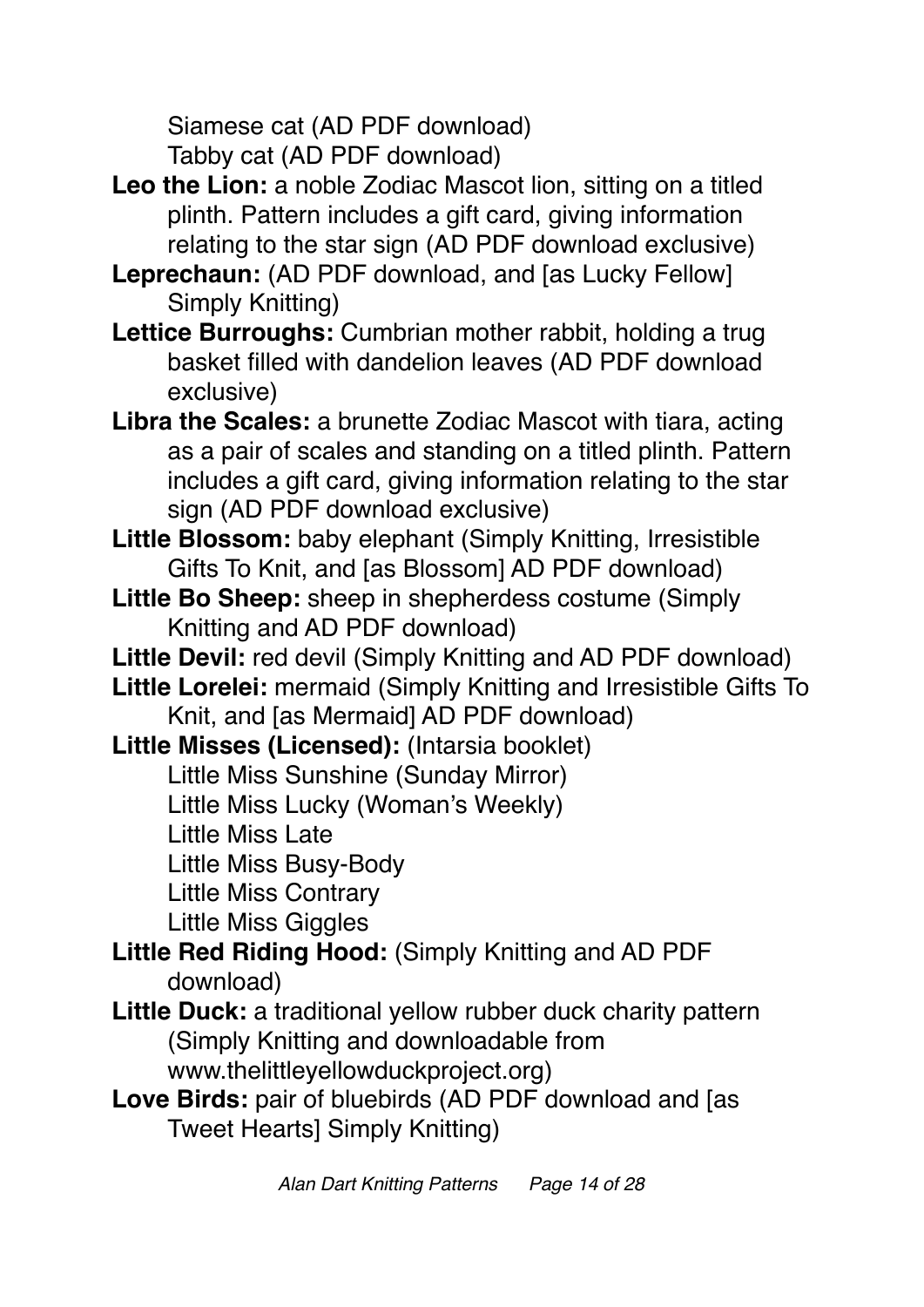Siamese cat (AD PDF download)
Tabby cat (AD PDF download)

**Leo the Lion:** a noble Zodiac Mascot lion, sitting on a titled plinth. Pattern includes a gift card, giving information relating to the star sign (AD PDF download exclusive)

**Leprechaun:** (AD PDF download, and [as Lucky Fellow] Simply Knitting)

**Lettice Burroughs:** Cumbrian mother rabbit, holding a trug basket filled with dandelion leaves (AD PDF download exclusive)

**Libra the Scales:** a brunette Zodiac Mascot with tiara, acting as a pair of scales and standing on a titled plinth. Pattern includes a gift card, giving information relating to the star sign (AD PDF download exclusive)

**Little Blossom:** baby elephant (Simply Knitting, Irresistible Gifts To Knit, and [as Blossom] AD PDF download)

**Little Bo Sheep:** sheep in shepherdess costume (Simply Knitting and AD PDF download)

**Little Devil:** red devil (Simply Knitting and AD PDF download)

**Little Lorelei:** mermaid (Simply Knitting and Irresistible Gifts To Knit, and [as Mermaid] AD PDF download)

**Little Misses (Licensed):** (Intarsia booklet)
Little Miss Sunshine (Sunday Mirror)
Little Miss Lucky (Woman's Weekly)
Little Miss Late
Little Miss Busy-Body
Little Miss Contrary
Little Miss Giggles

**Little Red Riding Hood:** (Simply Knitting and AD PDF download)

**Little Duck:** a traditional yellow rubber duck charity pattern (Simply Knitting and downloadable from www.thelittleyellowduckproject.org)

**Love Birds:** pair of bluebirds (AD PDF download and [as Tweet Hearts] Simply Knitting)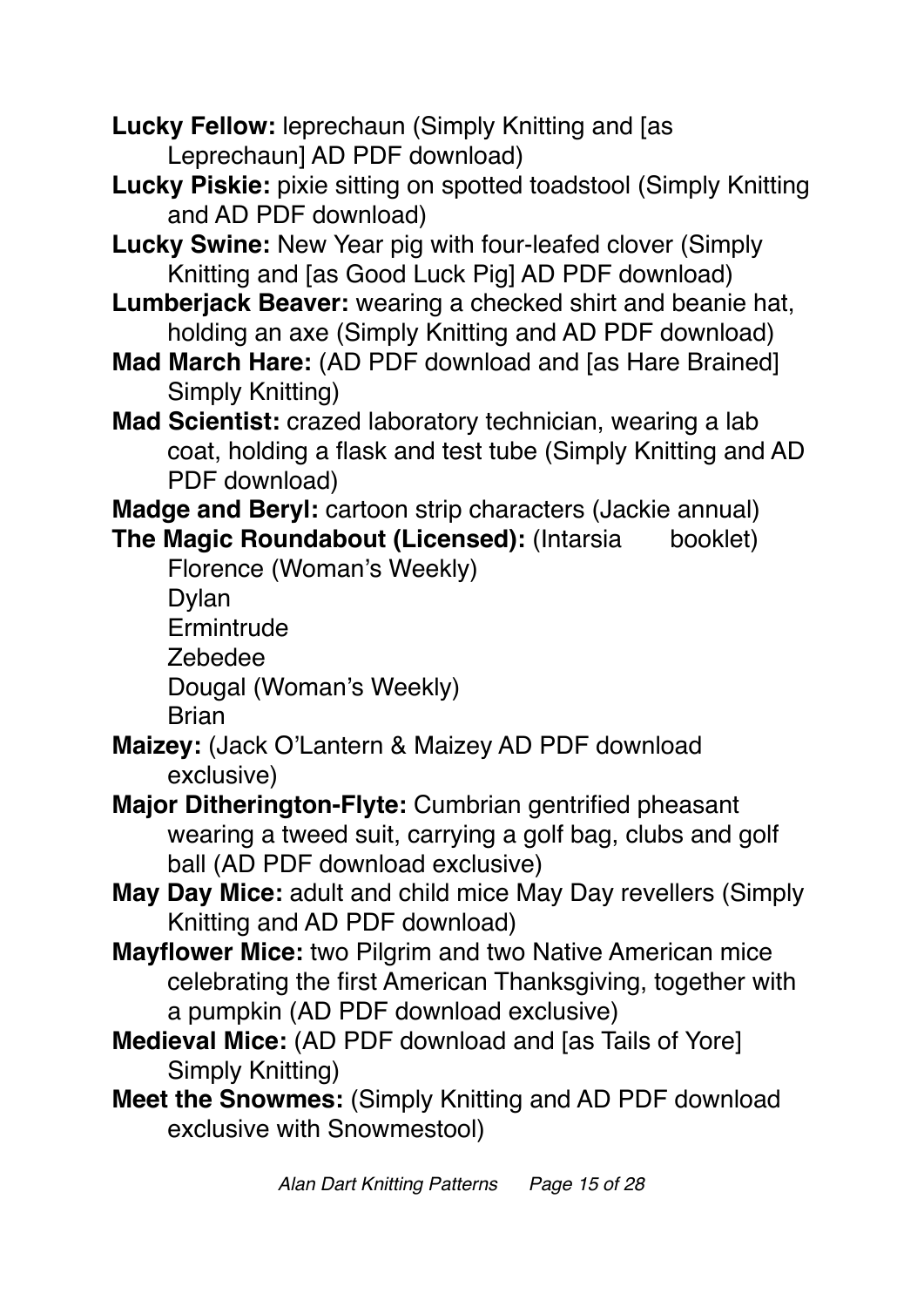**Lucky Fellow:** leprechaun (Simply Knitting and [as Leprechaun] AD PDF download)

**Lucky Piskie:** pixie sitting on spotted toadstool (Simply Knitting and AD PDF download)

**Lucky Swine:** New Year pig with four-leafed clover (Simply Knitting and [as Good Luck Pig] AD PDF download)

**Lumberjack Beaver:** wearing a checked shirt and beanie hat, holding an axe (Simply Knitting and AD PDF download)

**Mad March Hare:** (AD PDF download and [as Hare Brained] Simply Knitting)

**Mad Scientist:** crazed laboratory technician, wearing a lab coat, holding a flask and test tube (Simply Knitting and AD PDF download)

**Madge and Beryl:** cartoon strip characters (Jackie annual)

**The Magic Roundabout (Licensed):** (Intarsia booklet)

Florence (Woman's Weekly)
Dylan
Ermintrude
Zebedee
Dougal (Woman's Weekly)
Brian

**Maizey:** (Jack O'Lantern & Maizey AD PDF download exclusive)

**Major Ditherington-Flyte:** Cumbrian gentrified pheasant wearing a tweed suit, carrying a golf bag, clubs and golf ball (AD PDF download exclusive)

**May Day Mice:** adult and child mice May Day revellers (Simply Knitting and AD PDF download)

**Mayflower Mice:** two Pilgrim and two Native American mice celebrating the first American Thanksgiving, together with a pumpkin (AD PDF download exclusive)

**Medieval Mice:** (AD PDF download and [as Tails of Yore] Simply Knitting)

**Meet the Snowmes:** (Simply Knitting and AD PDF download exclusive with Snowmestool)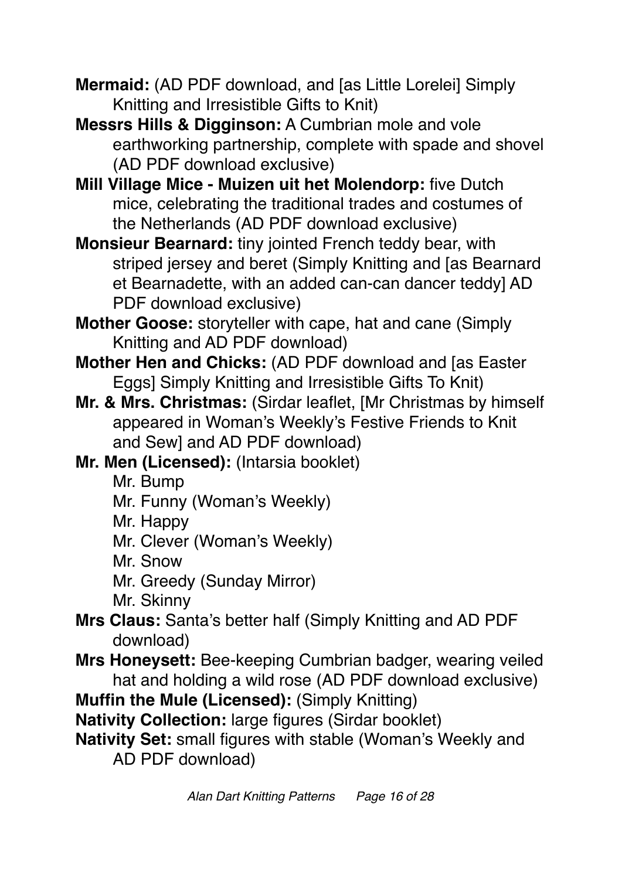**Mermaid:** (AD PDF download, and [as Little Lorelei] Simply Knitting and Irresistible Gifts to Knit)

**Messrs Hills & Digginson:** A Cumbrian mole and vole earthworking partnership, complete with spade and shovel (AD PDF download exclusive)

**Mill Village Mice - Muizen uit het Molendorp:** five Dutch mice, celebrating the traditional trades and costumes of the Netherlands (AD PDF download exclusive)

**Monsieur Bearnard:** tiny jointed French teddy bear, with striped jersey and beret (Simply Knitting and [as Bearnard et Bearnadette, with an added can-can dancer teddy] AD PDF download exclusive)

**Mother Goose:** storyteller with cape, hat and cane (Simply Knitting and AD PDF download)

**Mother Hen and Chicks:** (AD PDF download and [as Easter Eggs] Simply Knitting and Irresistible Gifts To Knit)

**Mr. & Mrs. Christmas:** (Sirdar leaflet, [Mr Christmas by himself appeared in Woman's Weekly's Festive Friends to Knit and Sew] and AD PDF download)

**Mr. Men (Licensed):** (Intarsia booklet)

- Mr. Bump
- Mr. Funny (Woman's Weekly)
- Mr. Happy
- Mr. Clever (Woman's Weekly)
- Mr. Snow
- Mr. Greedy (Sunday Mirror)
- Mr. Skinny

**Mrs Claus:** Santa's better half (Simply Knitting and AD PDF download)

**Mrs Honeysett:** Bee-keeping Cumbrian badger, wearing veiled hat and holding a wild rose (AD PDF download exclusive)

**Muffin the Mule (Licensed):** (Simply Knitting)

**Nativity Collection:** large figures (Sirdar booklet)

**Nativity Set:** small figures with stable (Woman's Weekly and AD PDF download)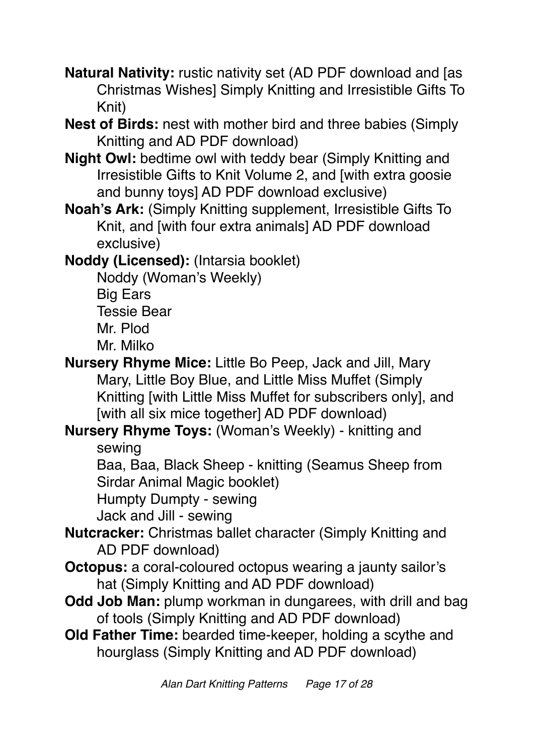**Natural Nativity:** rustic nativity set (AD PDF download and [as Christmas Wishes] Simply Knitting and Irresistible Gifts To Knit)

**Nest of Birds:** nest with mother bird and three babies (Simply Knitting and AD PDF download)

**Night Owl:** bedtime owl with teddy bear (Simply Knitting and Irresistible Gifts to Knit Volume 2, and [with extra goosie and bunny toys] AD PDF download exclusive)

**Noah's Ark:** (Simply Knitting supplement, Irresistible Gifts To Knit, and [with four extra animals] AD PDF download exclusive)

**Noddy (Licensed):** (Intarsia booklet)
Noddy (Woman's Weekly)
Big Ears
Tessie Bear
Mr. Plod
Mr. Milko

**Nursery Rhyme Mice:** Little Bo Peep, Jack and Jill, Mary Mary, Little Boy Blue, and Little Miss Muffet (Simply Knitting [with Little Miss Muffet for subscribers only], and [with all six mice together] AD PDF download)

**Nursery Rhyme Toys:** (Woman's Weekly) - knitting and sewing
Baa, Baa, Black Sheep - knitting (Seamus Sheep from Sirdar Animal Magic booklet)
Humpty Dumpty - sewing
Jack and Jill - sewing

**Nutcracker:** Christmas ballet character (Simply Knitting and AD PDF download)

**Octopus:** a coral-coloured octopus wearing a jaunty sailor's hat (Simply Knitting and AD PDF download)

**Odd Job Man:** plump workman in dungarees, with drill and bag of tools (Simply Knitting and AD PDF download)

**Old Father Time:** bearded time-keeper, holding a scythe and hourglass (Simply Knitting and AD PDF download)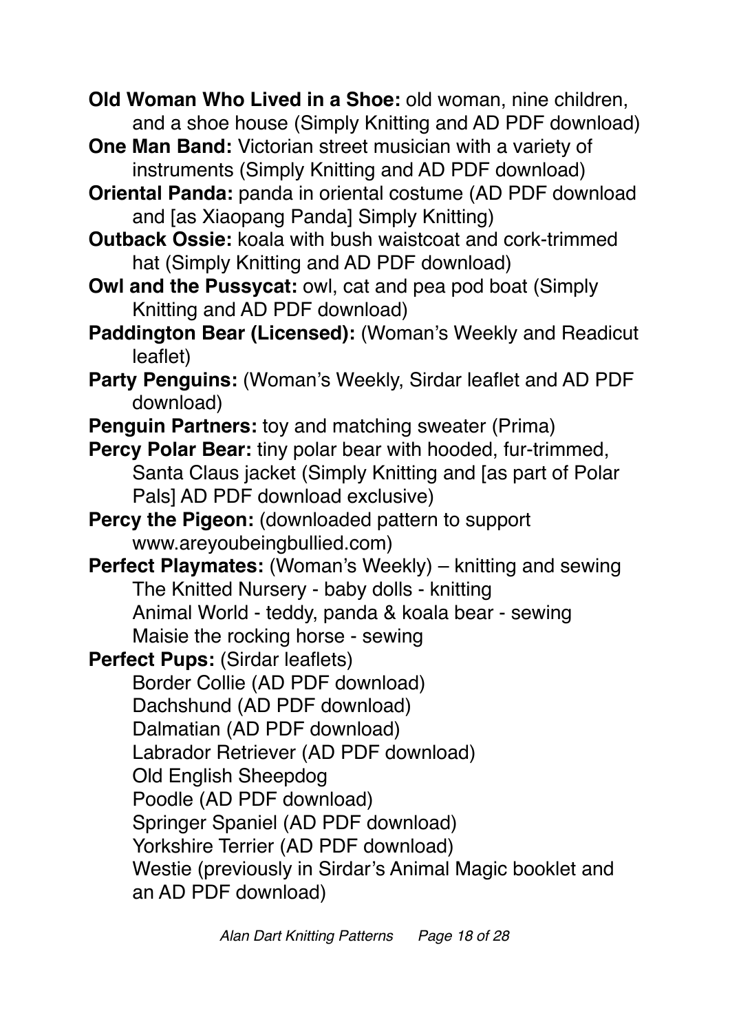**Old Woman Who Lived in a Shoe:** old woman, nine children, and a shoe house (Simply Knitting and AD PDF download)

**One Man Band:** Victorian street musician with a variety of instruments (Simply Knitting and AD PDF download)

**Oriental Panda:** panda in oriental costume (AD PDF download and [as Xiaopang Panda] Simply Knitting)

**Outback Ossie:** koala with bush waistcoat and cork-trimmed hat (Simply Knitting and AD PDF download)

**Owl and the Pussycat:** owl, cat and pea pod boat (Simply Knitting and AD PDF download)

**Paddington Bear (Licensed):** (Woman's Weekly and Readicut leaflet)

**Party Penguins:** (Woman's Weekly, Sirdar leaflet and AD PDF download)

**Penguin Partners:** toy and matching sweater (Prima)

**Percy Polar Bear:** tiny polar bear with hooded, fur-trimmed, Santa Claus jacket (Simply Knitting and [as part of Polar Pals] AD PDF download exclusive)

**Percy the Pigeon:** (downloaded pattern to support www.areyoubeingbullied.com)

**Perfect Playmates:** (Woman's Weekly) – knitting and sewing
- The Knitted Nursery - baby dolls - knitting
- Animal World - teddy, panda & koala bear - sewing
- Maisie the rocking horse - sewing

**Perfect Pups:** (Sirdar leaflets)
- Border Collie (AD PDF download)
- Dachshund (AD PDF download)
- Dalmatian (AD PDF download)
- Labrador Retriever (AD PDF download)
- Old English Sheepdog
- Poodle (AD PDF download)
- Springer Spaniel (AD PDF download)
- Yorkshire Terrier (AD PDF download)
- Westie (previously in Sirdar's Animal Magic booklet and an AD PDF download)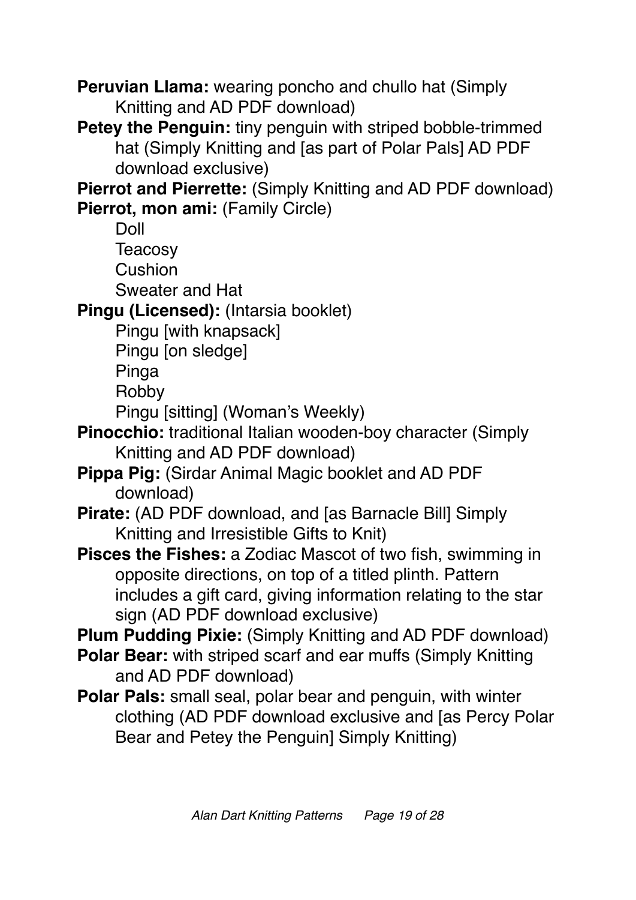**Peruvian Llama:** wearing poncho and chullo hat (Simply Knitting and AD PDF download)

**Petey the Penguin:** tiny penguin with striped bobble-trimmed hat (Simply Knitting and [as part of Polar Pals] AD PDF download exclusive)

**Pierrot and Pierrette:** (Simply Knitting and AD PDF download)

**Pierrot, mon ami:** (Family Circle)

- Doll
- Teacosy
- Cushion
- Sweater and Hat

**Pingu (Licensed):** (Intarsia booklet)

- Pingu [with knapsack]
- Pingu [on sledge]
- Pinga
- Robby
- Pingu [sitting] (Woman's Weekly)

**Pinocchio:** traditional Italian wooden-boy character (Simply Knitting and AD PDF download)

**Pippa Pig:** (Sirdar Animal Magic booklet and AD PDF download)

**Pirate:** (AD PDF download, and [as Barnacle Bill] Simply Knitting and Irresistible Gifts to Knit)

**Pisces the Fishes:** a Zodiac Mascot of two fish, swimming in opposite directions, on top of a titled plinth. Pattern includes a gift card, giving information relating to the star sign (AD PDF download exclusive)

**Plum Pudding Pixie:** (Simply Knitting and AD PDF download)

**Polar Bear:** with striped scarf and ear muffs (Simply Knitting and AD PDF download)

**Polar Pals:** small seal, polar bear and penguin, with winter clothing (AD PDF download exclusive and [as Percy Polar Bear and Petey the Penguin] Simply Knitting)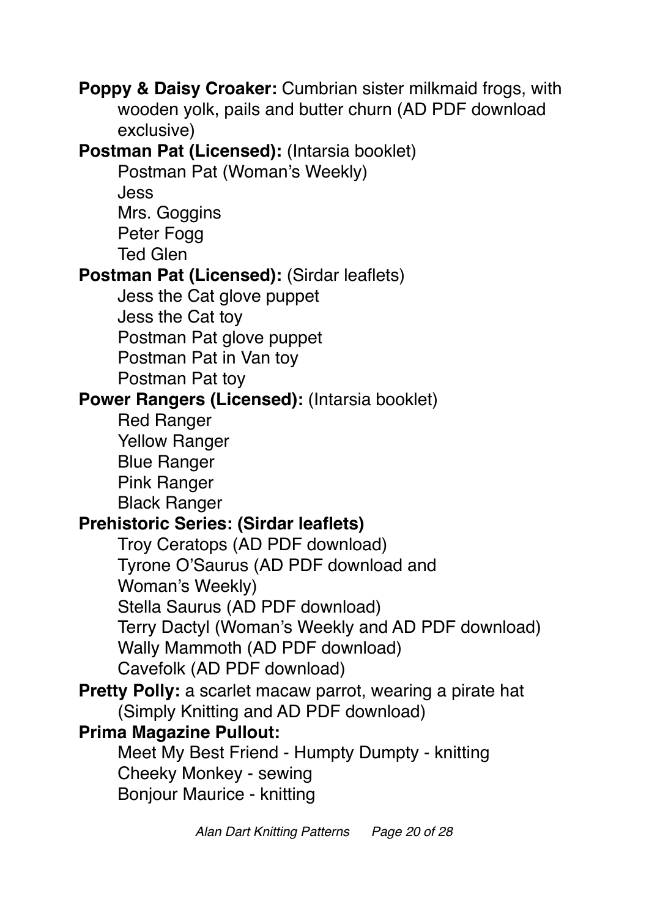**Poppy & Daisy Croaker:** Cumbrian sister milkmaid frogs, with wooden yolk, pails and butter churn (AD PDF download exclusive)

**Postman Pat (Licensed):** (Intarsia booklet)

- Postman Pat (Woman's Weekly)
- Jess
- Mrs. Goggins
- Peter Fogg
- Ted Glen

**Postman Pat (Licensed):** (Sirdar leaflets)

- Jess the Cat glove puppet
- Jess the Cat toy
- Postman Pat glove puppet
- Postman Pat in Van toy
- Postman Pat toy

**Power Rangers (Licensed):** (Intarsia booklet)

- Red Ranger
- Yellow Ranger
- Blue Ranger
- Pink Ranger
- Black Ranger

**Prehistoric Series: (Sirdar leaflets)**

- Troy Ceratops (AD PDF download)
- Tyrone O'Saurus (AD PDF download and Woman's Weekly)
- Stella Saurus (AD PDF download)
- Terry Dactyl (Woman's Weekly and AD PDF download)
- Wally Mammoth (AD PDF download)
- Cavefolk (AD PDF download)

**Pretty Polly:** a scarlet macaw parrot, wearing a pirate hat (Simply Knitting and AD PDF download)

**Prima Magazine Pullout:**

- Meet My Best Friend - Humpty Dumpty - knitting
- Cheeky Monkey - sewing
- Bonjour Maurice - knitting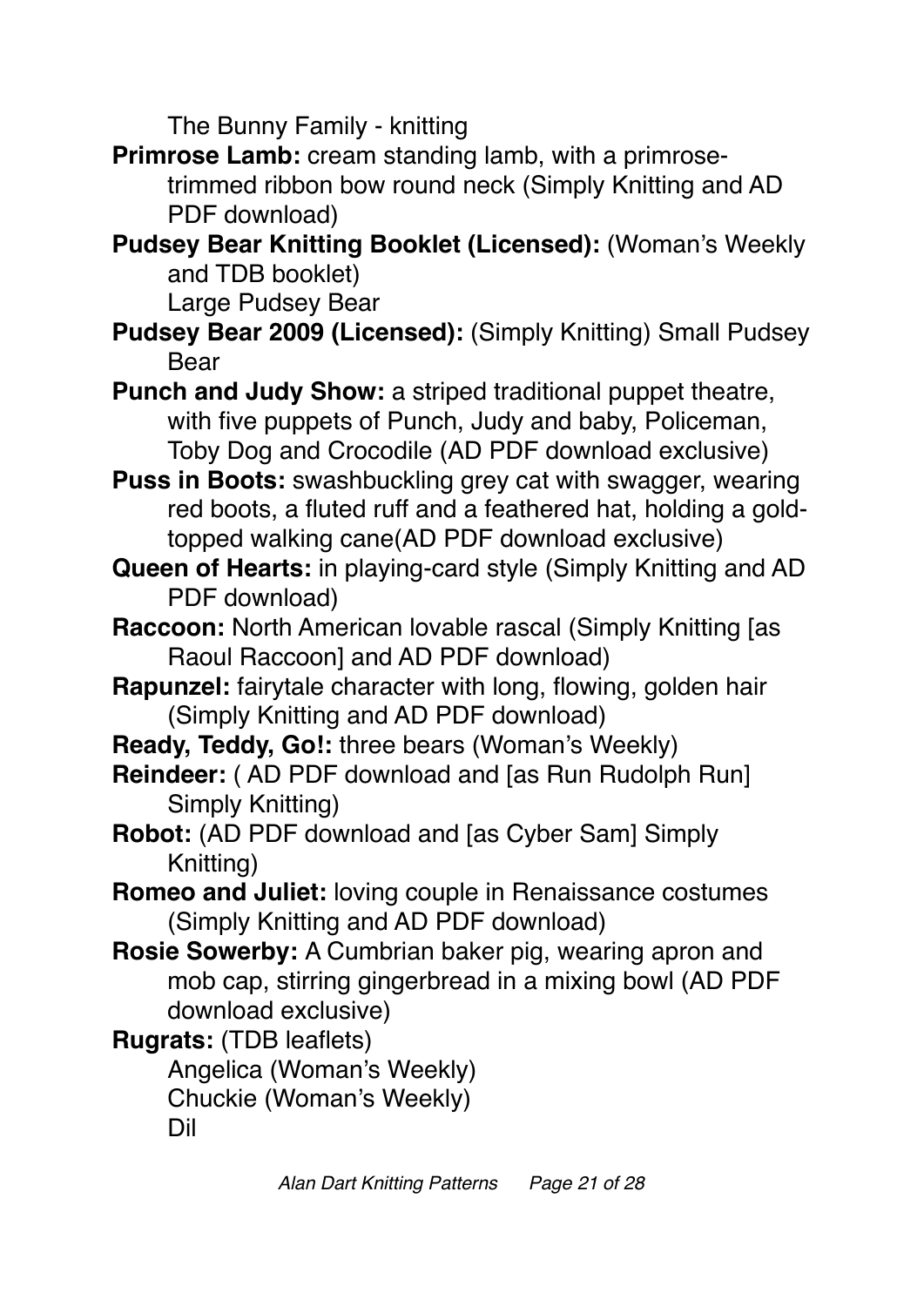The Bunny Family - knitting

**Primrose Lamb:** cream standing lamb, with a primrose-trimmed ribbon bow round neck (Simply Knitting and AD PDF download)

**Pudsey Bear Knitting Booklet (Licensed):** (Woman's Weekly and TDB booklet)
Large Pudsey Bear

**Pudsey Bear 2009 (Licensed):** (Simply Knitting) Small Pudsey Bear

**Punch and Judy Show:** a striped traditional puppet theatre, with five puppets of Punch, Judy and baby, Policeman, Toby Dog and Crocodile (AD PDF download exclusive)

**Puss in Boots:** swashbuckling grey cat with swagger, wearing red boots, a fluted ruff and a feathered hat, holding a gold-topped walking cane(AD PDF download exclusive)

**Queen of Hearts:** in playing-card style (Simply Knitting and AD PDF download)

**Raccoon:** North American lovable rascal (Simply Knitting [as Raoul Raccoon] and AD PDF download)

**Rapunzel:** fairytale character with long, flowing, golden hair (Simply Knitting and AD PDF download)

**Ready, Teddy, Go!:** three bears (Woman's Weekly)

**Reindeer:** ( AD PDF download and [as Run Rudolph Run] Simply Knitting)

**Robot:** (AD PDF download and [as Cyber Sam] Simply Knitting)

**Romeo and Juliet:** loving couple in Renaissance costumes (Simply Knitting and AD PDF download)

**Rosie Sowerby:** A Cumbrian baker pig, wearing apron and mob cap, stirring gingerbread in a mixing bowl (AD PDF download exclusive)

**Rugrats:** (TDB leaflets)
Angelica (Woman's Weekly)
Chuckie (Woman's Weekly)
Dil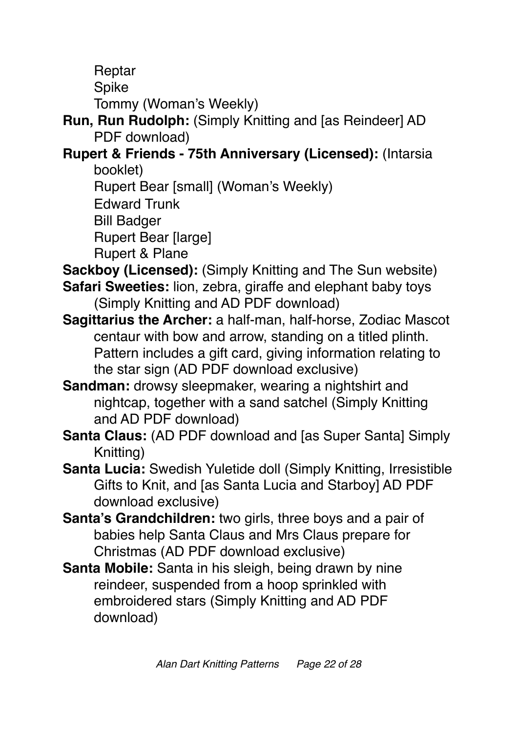Reptar
Spike
Tommy (Woman's Weekly)

**Run, Run Rudolph:** (Simply Knitting and [as Reindeer] AD PDF download)

**Rupert & Friends - 75th Anniversary (Licensed):** (Intarsia booklet)
Rupert Bear [small] (Woman's Weekly)
Edward Trunk
Bill Badger
Rupert Bear [large]
Rupert & Plane

**Sackboy (Licensed):** (Simply Knitting and The Sun website)

**Safari Sweeties:** lion, zebra, giraffe and elephant baby toys (Simply Knitting and AD PDF download)

**Sagittarius the Archer:** a half-man, half-horse, Zodiac Mascot centaur with bow and arrow, standing on a titled plinth. Pattern includes a gift card, giving information relating to the star sign (AD PDF download exclusive)

**Sandman:** drowsy sleepmaker, wearing a nightshirt and nightcap, together with a sand satchel (Simply Knitting and AD PDF download)

**Santa Claus:** (AD PDF download and [as Super Santa] Simply Knitting)

**Santa Lucia:** Swedish Yuletide doll (Simply Knitting, Irresistible Gifts to Knit, and [as Santa Lucia and Starboy] AD PDF download exclusive)

**Santa's Grandchildren:** two girls, three boys and a pair of babies help Santa Claus and Mrs Claus prepare for Christmas (AD PDF download exclusive)

**Santa Mobile:** Santa in his sleigh, being drawn by nine reindeer, suspended from a hoop sprinkled with embroidered stars (Simply Knitting and AD PDF download)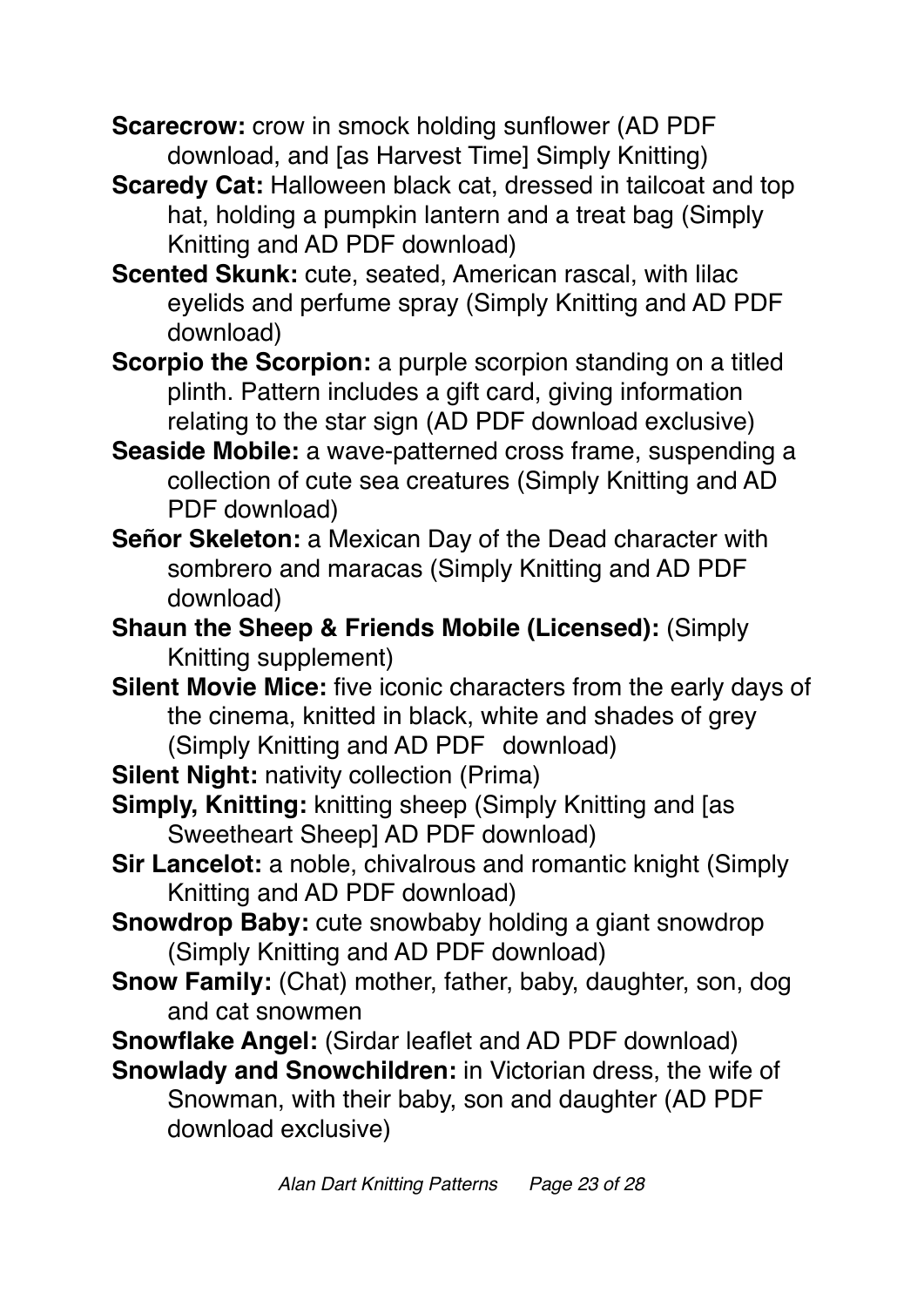**Scarecrow:** crow in smock holding sunflower (AD PDF download, and [as Harvest Time] Simply Knitting)

**Scaredy Cat:** Halloween black cat, dressed in tailcoat and top hat, holding a pumpkin lantern and a treat bag (Simply Knitting and AD PDF download)

**Scented Skunk:** cute, seated, American rascal, with lilac eyelids and perfume spray (Simply Knitting and AD PDF download)

**Scorpio the Scorpion:** a purple scorpion standing on a titled plinth. Pattern includes a gift card, giving information relating to the star sign (AD PDF download exclusive)

**Seaside Mobile:** a wave-patterned cross frame, suspending a collection of cute sea creatures (Simply Knitting and AD PDF download)

**Señor Skeleton:** a Mexican Day of the Dead character with sombrero and maracas (Simply Knitting and AD PDF download)

**Shaun the Sheep & Friends Mobile (Licensed):** (Simply Knitting supplement)

**Silent Movie Mice:** five iconic characters from the early days of the cinema, knitted in black, white and shades of grey (Simply Knitting and AD PDF download)

**Silent Night:** nativity collection (Prima)

**Simply, Knitting:** knitting sheep (Simply Knitting and [as Sweetheart Sheep] AD PDF download)

**Sir Lancelot:** a noble, chivalrous and romantic knight (Simply Knitting and AD PDF download)

**Snowdrop Baby:** cute snowbaby holding a giant snowdrop (Simply Knitting and AD PDF download)

**Snow Family:** (Chat) mother, father, baby, daughter, son, dog and cat snowmen

**Snowflake Angel:** (Sirdar leaflet and AD PDF download)

**Snowlady and Snowchildren:** in Victorian dress, the wife of Snowman, with their baby, son and daughter (AD PDF download exclusive)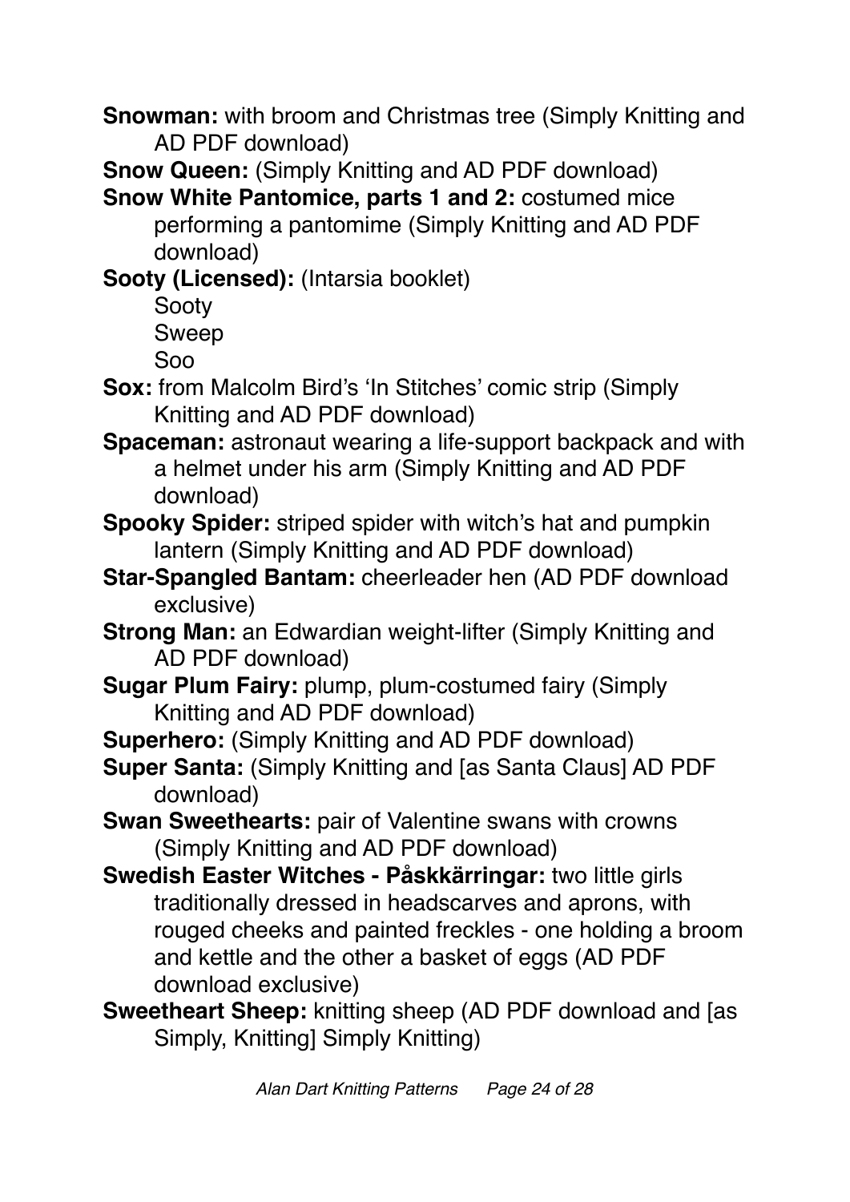**Snowman:** with broom and Christmas tree (Simply Knitting and AD PDF download)

**Snow Queen:** (Simply Knitting and AD PDF download)

**Snow White Pantomice, parts 1 and 2:** costumed mice performing a pantomime (Simply Knitting and AD PDF download)

**Sooty (Licensed):** (Intarsia booklet)
Sooty
Sweep
Soo

**Sox:** from Malcolm Bird's 'In Stitches' comic strip (Simply Knitting and AD PDF download)

**Spaceman:** astronaut wearing a life-support backpack and with a helmet under his arm (Simply Knitting and AD PDF download)

**Spooky Spider:** striped spider with witch's hat and pumpkin lantern (Simply Knitting and AD PDF download)

**Star-Spangled Bantam:** cheerleader hen (AD PDF download exclusive)

**Strong Man:** an Edwardian weight-lifter (Simply Knitting and AD PDF download)

**Sugar Plum Fairy:** plump, plum-costumed fairy (Simply Knitting and AD PDF download)

**Superhero:** (Simply Knitting and AD PDF download)

**Super Santa:** (Simply Knitting and [as Santa Claus] AD PDF download)

**Swan Sweethearts:** pair of Valentine swans with crowns (Simply Knitting and AD PDF download)

**Swedish Easter Witches - Påskkärringar:** two little girls traditionally dressed in headscarves and aprons, with rouged cheeks and painted freckles - one holding a broom and kettle and the other a basket of eggs (AD PDF download exclusive)

**Sweetheart Sheep:** knitting sheep (AD PDF download and [as Simply, Knitting] Simply Knitting)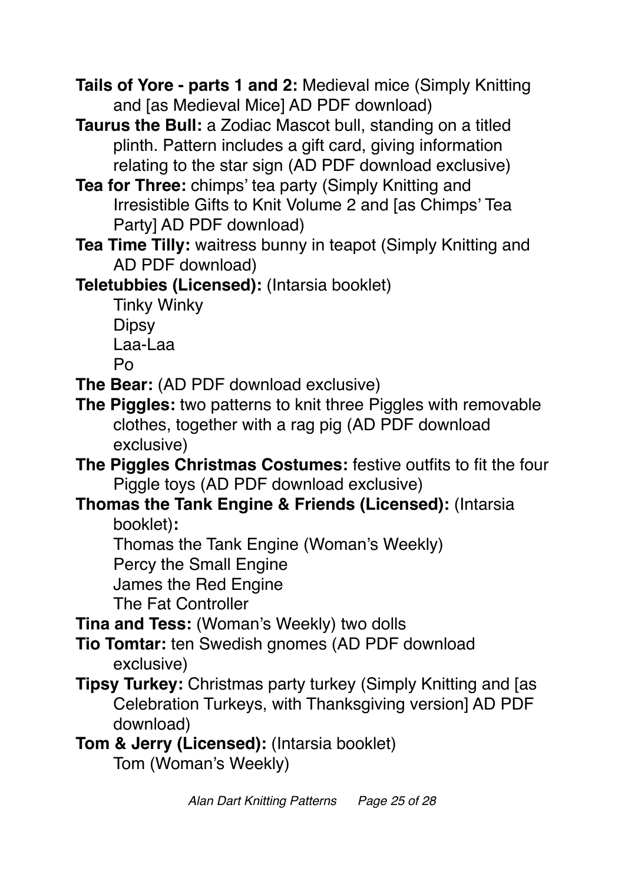**Tails of Yore - parts 1 and 2:** Medieval mice (Simply Knitting and [as Medieval Mice] AD PDF download)

**Taurus the Bull:** a Zodiac Mascot bull, standing on a titled plinth. Pattern includes a gift card, giving information relating to the star sign (AD PDF download exclusive)

**Tea for Three:** chimps' tea party (Simply Knitting and Irresistible Gifts to Knit Volume 2 and [as Chimps' Tea Party] AD PDF download)

**Tea Time Tilly:** waitress bunny in teapot (Simply Knitting and AD PDF download)

**Teletubbies (Licensed):** (Intarsia booklet)

- Tinky Winky
- Dipsy
- Laa-Laa
- Po

**The Bear:** (AD PDF download exclusive)

**The Piggles:** two patterns to knit three Piggles with removable clothes, together with a rag pig (AD PDF download exclusive)

**The Piggles Christmas Costumes:** festive outfits to fit the four Piggle toys (AD PDF download exclusive)

**Thomas the Tank Engine & Friends (Licensed):** (Intarsia booklet)**:**

- Thomas the Tank Engine (Woman's Weekly)
- Percy the Small Engine
- James the Red Engine
- The Fat Controller

**Tina and Tess:** (Woman's Weekly) two dolls

**Tio Tomtar:** ten Swedish gnomes (AD PDF download exclusive)

**Tipsy Turkey:** Christmas party turkey (Simply Knitting and [as Celebration Turkeys, with Thanksgiving version] AD PDF download)

**Tom & Jerry (Licensed):** (Intarsia booklet)

- Tom (Woman's Weekly)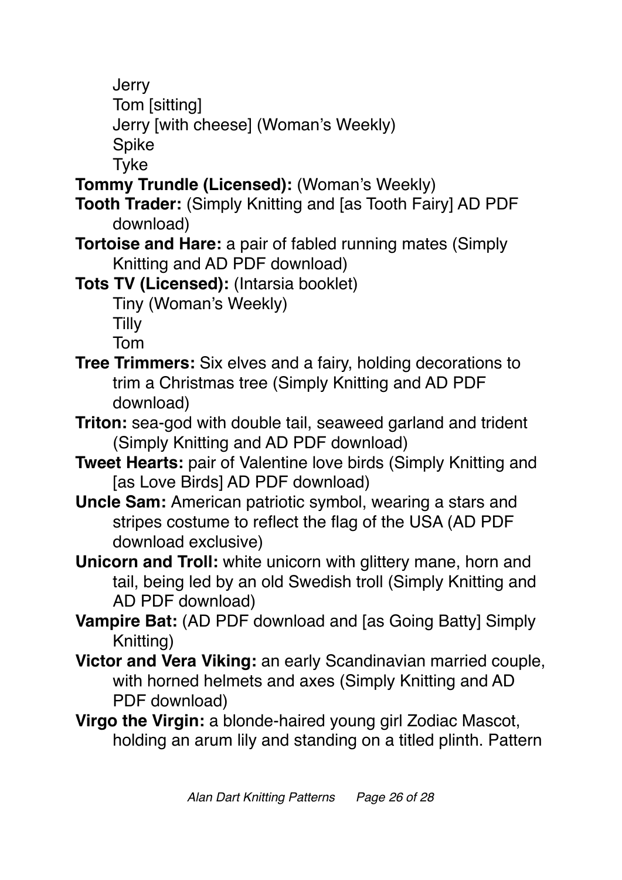Jerry
Tom [sitting]
Jerry [with cheese] (Woman's Weekly)
Spike
Tyke

**Tommy Trundle (Licensed):** (Woman's Weekly)

**Tooth Trader:** (Simply Knitting and [as Tooth Fairy] AD PDF download)

**Tortoise and Hare:** a pair of fabled running mates (Simply Knitting and AD PDF download)

**Tots TV (Licensed):** (Intarsia booklet)
Tiny (Woman's Weekly)
Tilly
Tom

**Tree Trimmers:** Six elves and a fairy, holding decorations to trim a Christmas tree (Simply Knitting and AD PDF download)

**Triton:** sea-god with double tail, seaweed garland and trident (Simply Knitting and AD PDF download)

**Tweet Hearts:** pair of Valentine love birds (Simply Knitting and [as Love Birds] AD PDF download)

**Uncle Sam:** American patriotic symbol, wearing a stars and stripes costume to reflect the flag of the USA (AD PDF download exclusive)

**Unicorn and Troll:** white unicorn with glittery mane, horn and tail, being led by an old Swedish troll (Simply Knitting and AD PDF download)

**Vampire Bat:** (AD PDF download and [as Going Batty] Simply Knitting)

**Victor and Vera Viking:** an early Scandinavian married couple, with horned helmets and axes (Simply Knitting and AD PDF download)

**Virgo the Virgin:** a blonde-haired young girl Zodiac Mascot, holding an arum lily and standing on a titled plinth. Pattern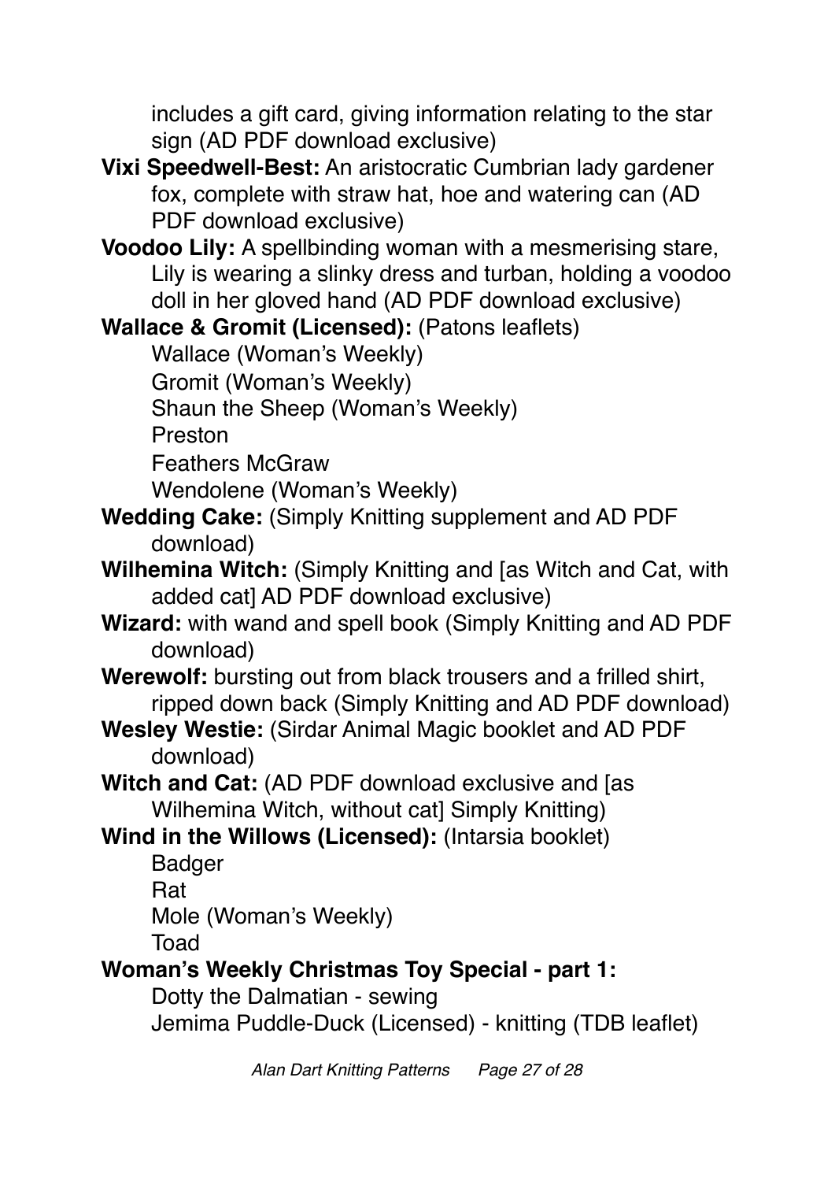includes a gift card, giving information relating to the star sign (AD PDF download exclusive)

**Vixi Speedwell-Best:** An aristocratic Cumbrian lady gardener fox, complete with straw hat, hoe and watering can (AD PDF download exclusive)

**Voodoo Lily:** A spellbinding woman with a mesmerising stare, Lily is wearing a slinky dress and turban, holding a voodoo doll in her gloved hand (AD PDF download exclusive)

**Wallace & Gromit (Licensed):** (Patons leaflets)

- Wallace (Woman's Weekly)
- Gromit (Woman's Weekly)
- Shaun the Sheep (Woman's Weekly)
- Preston
- Feathers McGraw
- Wendolene (Woman's Weekly)

**Wedding Cake:** (Simply Knitting supplement and AD PDF download)

**Wilhemina Witch:** (Simply Knitting and [as Witch and Cat, with added cat] AD PDF download exclusive)

**Wizard:** with wand and spell book (Simply Knitting and AD PDF download)

**Werewolf:** bursting out from black trousers and a frilled shirt, ripped down back (Simply Knitting and AD PDF download)

**Wesley Westie:** (Sirdar Animal Magic booklet and AD PDF download)

**Witch and Cat:** (AD PDF download exclusive and [as Wilhemina Witch, without cat] Simply Knitting)

**Wind in the Willows (Licensed):** (Intarsia booklet)

- Badger
- Rat
- Mole (Woman's Weekly)
- Toad

**Woman's Weekly Christmas Toy Special - part 1:**

- Dotty the Dalmatian - sewing
- Jemima Puddle-Duck (Licensed) - knitting (TDB leaflet)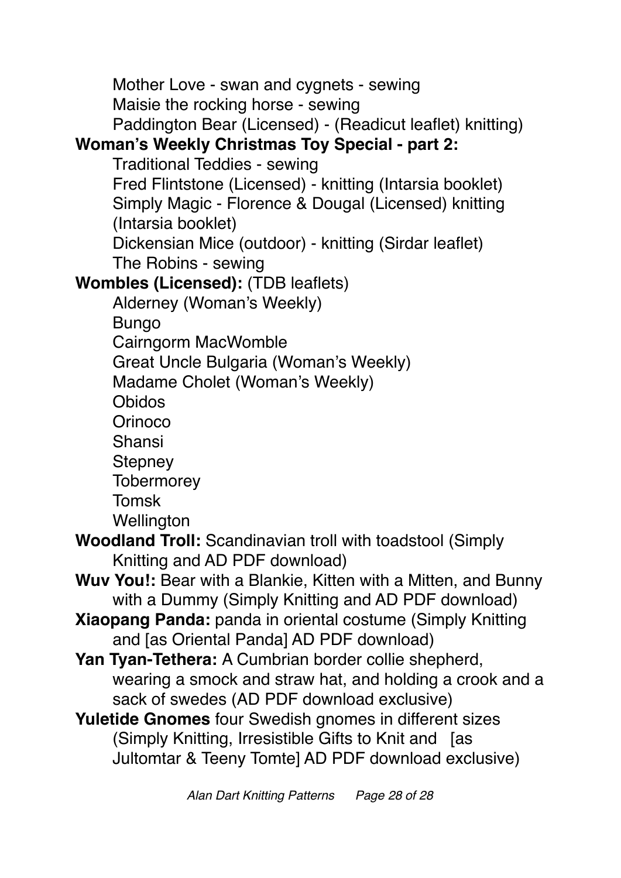Mother Love - swan and cygnets - sewing
Maisie the rocking horse - sewing
Paddington Bear (Licensed) - (Readicut leaflet) knitting)

**Woman's Weekly Christmas Toy Special - part 2:**

Traditional Teddies - sewing
Fred Flintstone (Licensed) - knitting (Intarsia booklet)
Simply Magic - Florence & Dougal (Licensed) knitting (Intarsia booklet)
Dickensian Mice (outdoor) - knitting (Sirdar leaflet)
The Robins - sewing

**Wombles (Licensed):** (TDB leaflets)

Alderney (Woman's Weekly)
Bungo
Cairngorm MacWomble
Great Uncle Bulgaria (Woman's Weekly)
Madame Cholet (Woman's Weekly)
Obidos
Orinoco
Shansi
Stepney
Tobermorey
Tomsk
Wellington

**Woodland Troll:** Scandinavian troll with toadstool (Simply Knitting and AD PDF download)

**Wuv You!:** Bear with a Blankie, Kitten with a Mitten, and Bunny with a Dummy (Simply Knitting and AD PDF download)

**Xiaopang Panda:** panda in oriental costume (Simply Knitting and [as Oriental Panda] AD PDF download)

**Yan Tyan-Tethera:** A Cumbrian border collie shepherd, wearing a smock and straw hat, and holding a crook and a sack of swedes (AD PDF download exclusive)

**Yuletide Gnomes** four Swedish gnomes in different sizes (Simply Knitting, Irresistible Gifts to Knit and [as Jultomtar & Teeny Tomte] AD PDF download exclusive)